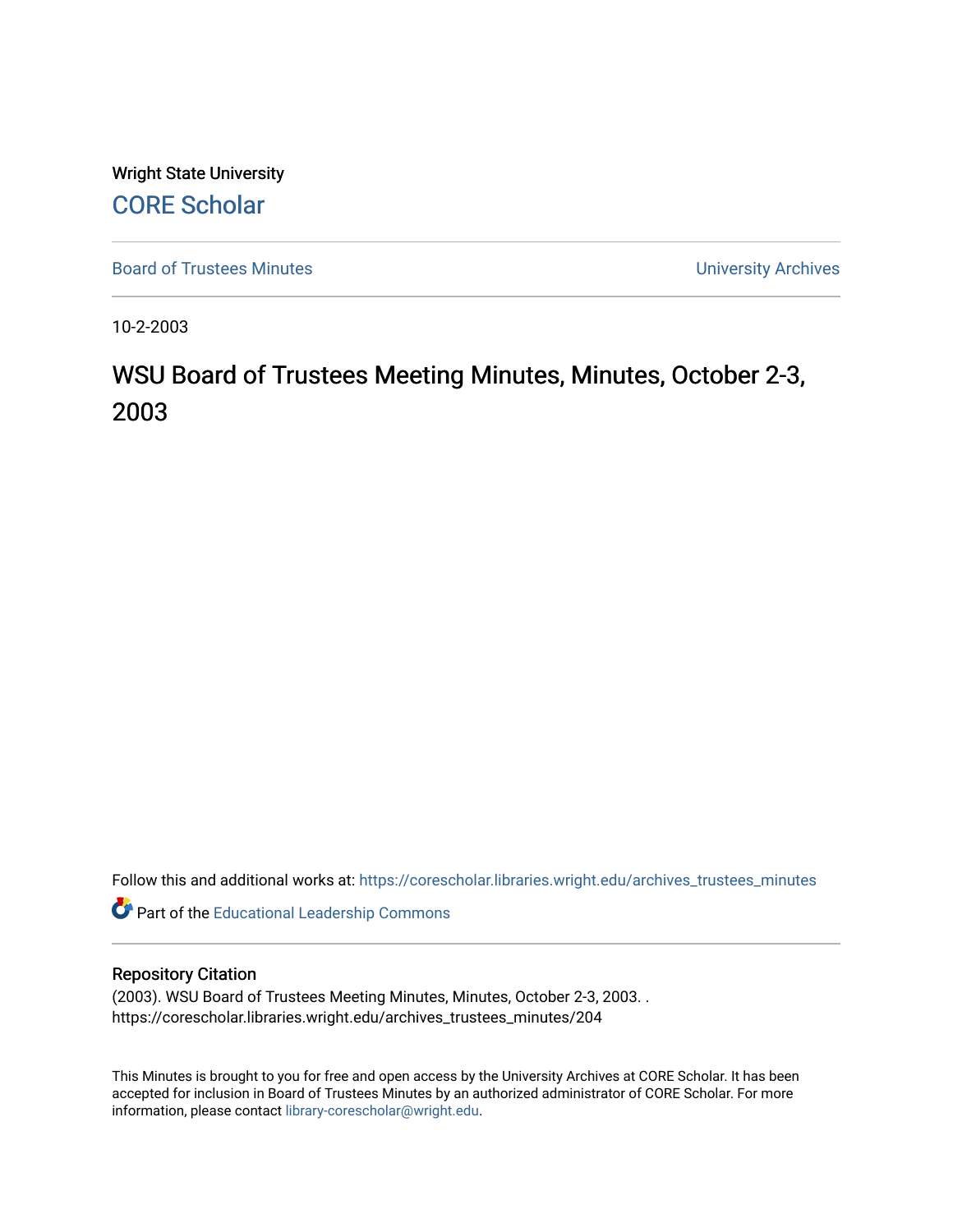Wright State University

CORE Scholar

Board of Trustees Minutes

University Archives

10-2-2003

# WSU Board of Trustees Meeting Minutes, Minutes, October 2-3, 2003

Follow this and additional works at: https://corescholar.libraries.wright.edu/archives_trustees_minutes

Part of the Educational Leadership Commons

## Repository Citation

(2003). WSU Board of Trustees Meeting Minutes, Minutes, October 2-3, 2003. . https://corescholar.libraries.wright.edu/archives_trustees_minutes/204

This Minutes is brought to you for free and open access by the University Archives at CORE Scholar. It has been accepted for inclusion in Board of Trustees Minutes by an authorized administrator of CORE Scholar. For more information, please contact library-corescholar@wright.edu.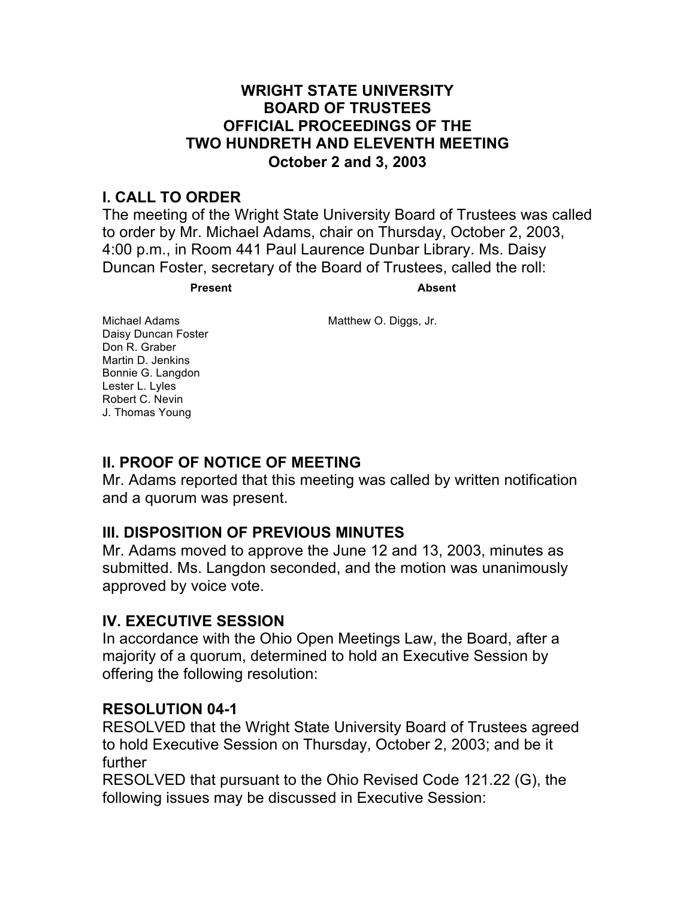# WRIGHT STATE UNIVERSITY
# BOARD OF TRUSTEES
# OFFICIAL PROCEEDINGS OF THE
# TWO HUNDRETH AND ELEVENTH MEETING
# October 2 and 3, 2003

## I. CALL TO ORDER

The meeting of the Wright State University Board of Trustees was called to order by Mr. Michael Adams, chair on Thursday, October 2, 2003, 4:00 p.m., in Room 441 Paul Laurence Dunbar Library. Ms. Daisy Duncan Foster, secretary of the Board of Trustees, called the roll:

| Present | Absent |
| --- | --- |
| Michael Adams | Matthew O. Diggs, Jr. |
| Daisy Duncan Foster | |
| Don R. Graber | |
| Martin D. Jenkins | |
| Bonnie G. Langdon | |
| Lester L. Lyles | |
| Robert C. Nevin | |
| J. Thomas Young | |

## II. PROOF OF NOTICE OF MEETING

Mr. Adams reported that this meeting was called by written notification and a quorum was present.

## III. DISPOSITION OF PREVIOUS MINUTES

Mr. Adams moved to approve the June 12 and 13, 2003, minutes as submitted. Ms. Langdon seconded, and the motion was unanimously approved by voice vote.

## IV. EXECUTIVE SESSION

In accordance with the Ohio Open Meetings Law, the Board, after a majority of a quorum, determined to hold an Executive Session by offering the following resolution:

### RESOLUTION 04-1

RESOLVED that the Wright State University Board of Trustees agreed to hold Executive Session on Thursday, October 2, 2003; and be it further

RESOLVED that pursuant to the Ohio Revised Code 121.22 (G), the following issues may be discussed in Executive Session: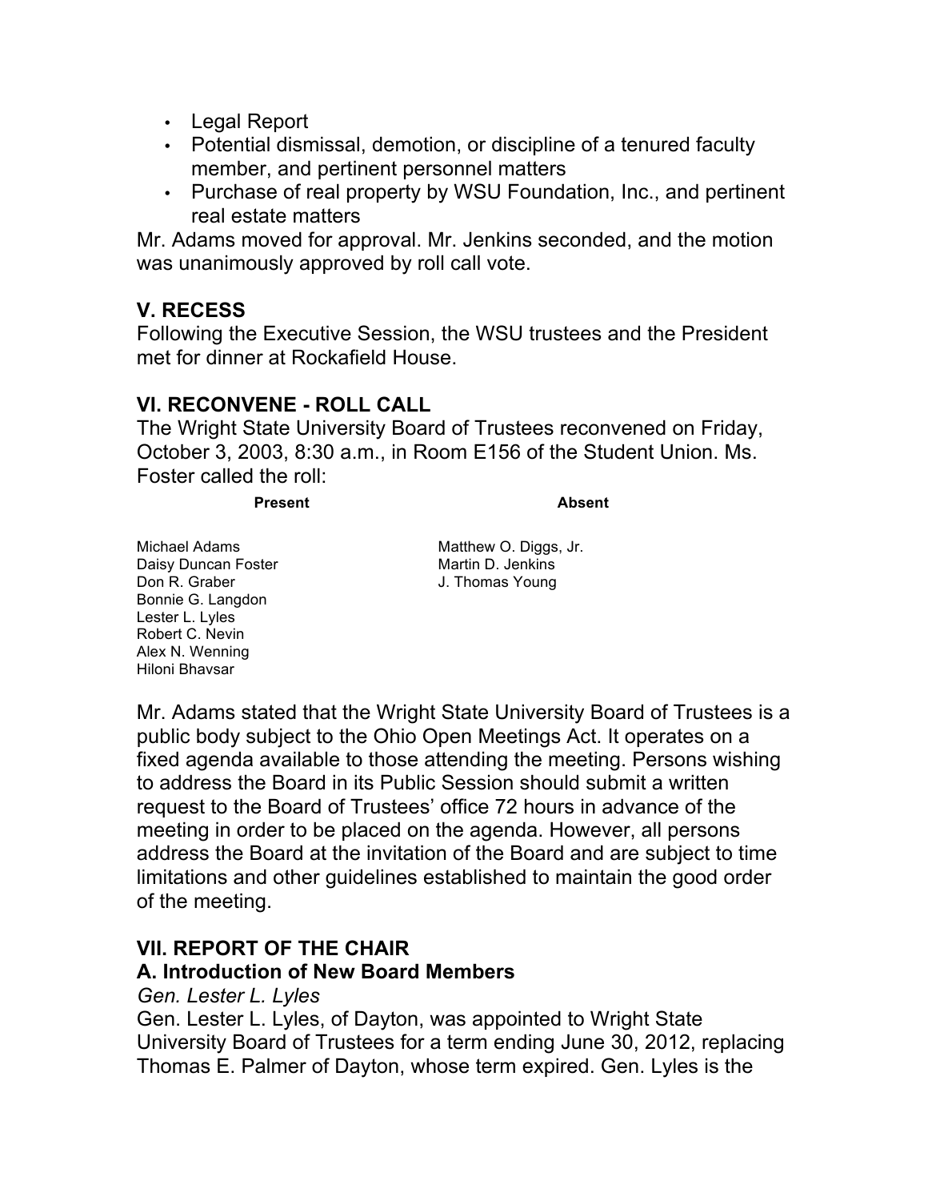- Legal Report
- Potential dismissal, demotion, or discipline of a tenured faculty member, and pertinent personnel matters
- Purchase of real property by WSU Foundation, Inc., and pertinent real estate matters

Mr. Adams moved for approval. Mr. Jenkins seconded, and the motion was unanimously approved by roll call vote.

## V. RECESS

Following the Executive Session, the WSU trustees and the President met for dinner at Rockafield House.

## VI. RECONVENE - ROLL CALL

The Wright State University Board of Trustees reconvened on Friday, October 3, 2003, 8:30 a.m., in Room E156 of the Student Union. Ms. Foster called the roll:

| Present | Absent |
|---|---|
| Michael Adams | Matthew O. Diggs, Jr. |
| Daisy Duncan Foster | Martin D. Jenkins |
| Don R. Graber | J. Thomas Young |
| Bonnie G. Langdon | |
| Lester L. Lyles | |
| Robert C. Nevin | |
| Alex N. Wenning | |
| Hiloni Bhavsar | |

Mr. Adams stated that the Wright State University Board of Trustees is a public body subject to the Ohio Open Meetings Act. It operates on a fixed agenda available to those attending the meeting. Persons wishing to address the Board in its Public Session should submit a written request to the Board of Trustees' office 72 hours in advance of the meeting in order to be placed on the agenda. However, all persons address the Board at the invitation of the Board and are subject to time limitations and other guidelines established to maintain the good order of the meeting.

## VII. REPORT OF THE CHAIR

### A. Introduction of New Board Members

*Gen. Lester L. Lyles*

Gen. Lester L. Lyles, of Dayton, was appointed to Wright State University Board of Trustees for a term ending June 30, 2012, replacing Thomas E. Palmer of Dayton, whose term expired. Gen. Lyles is the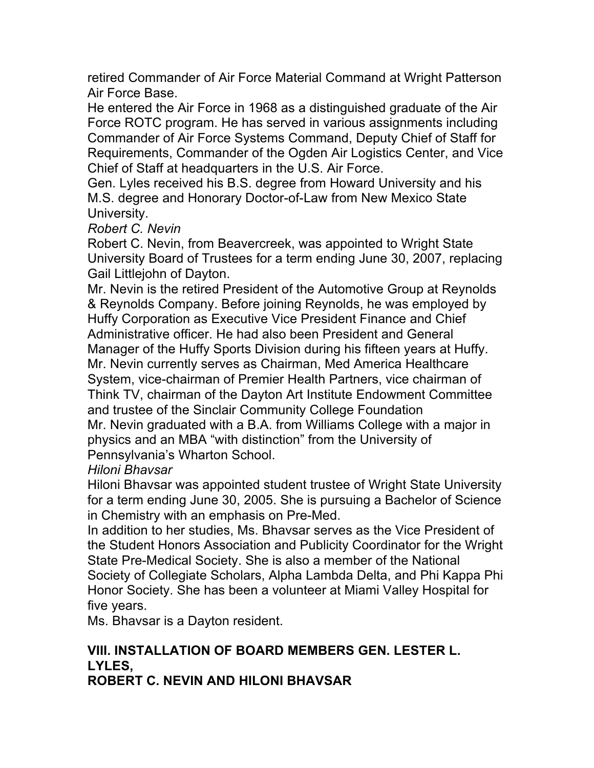retired Commander of Air Force Material Command at Wright Patterson Air Force Base.

He entered the Air Force in 1968 as a distinguished graduate of the Air Force ROTC program. He has served in various assignments including Commander of Air Force Systems Command, Deputy Chief of Staff for Requirements, Commander of the Ogden Air Logistics Center, and Vice Chief of Staff at headquarters in the U.S. Air Force.

Gen. Lyles received his B.S. degree from Howard University and his M.S. degree and Honorary Doctor-of-Law from New Mexico State University.

*Robert C. Nevin*

Robert C. Nevin, from Beavercreek, was appointed to Wright State University Board of Trustees for a term ending June 30, 2007, replacing Gail Littlejohn of Dayton.

Mr. Nevin is the retired President of the Automotive Group at Reynolds & Reynolds Company. Before joining Reynolds, he was employed by Huffy Corporation as Executive Vice President Finance and Chief Administrative officer. He had also been President and General Manager of the Huffy Sports Division during his fifteen years at Huffy.

Mr. Nevin currently serves as Chairman, Med America Healthcare System, vice-chairman of Premier Health Partners, vice chairman of Think TV, chairman of the Dayton Art Institute Endowment Committee and trustee of the Sinclair Community College Foundation

Mr. Nevin graduated with a B.A. from Williams College with a major in physics and an MBA “with distinction” from the University of Pennsylvania’s Wharton School.

*Hiloni Bhavsar*

Hiloni Bhavsar was appointed student trustee of Wright State University for a term ending June 30, 2005. She is pursuing a Bachelor of Science in Chemistry with an emphasis on Pre-Med.

In addition to her studies, Ms. Bhavsar serves as the Vice President of the Student Honors Association and Publicity Coordinator for the Wright State Pre-Medical Society. She is also a member of the National Society of Collegiate Scholars, Alpha Lambda Delta, and Phi Kappa Phi Honor Society. She has been a volunteer at Miami Valley Hospital for five years.

Ms. Bhavsar is a Dayton resident.

## VIII. INSTALLATION OF BOARD MEMBERS GEN. LESTER L. LYLES, ROBERT C. NEVIN AND HILONI BHAVSAR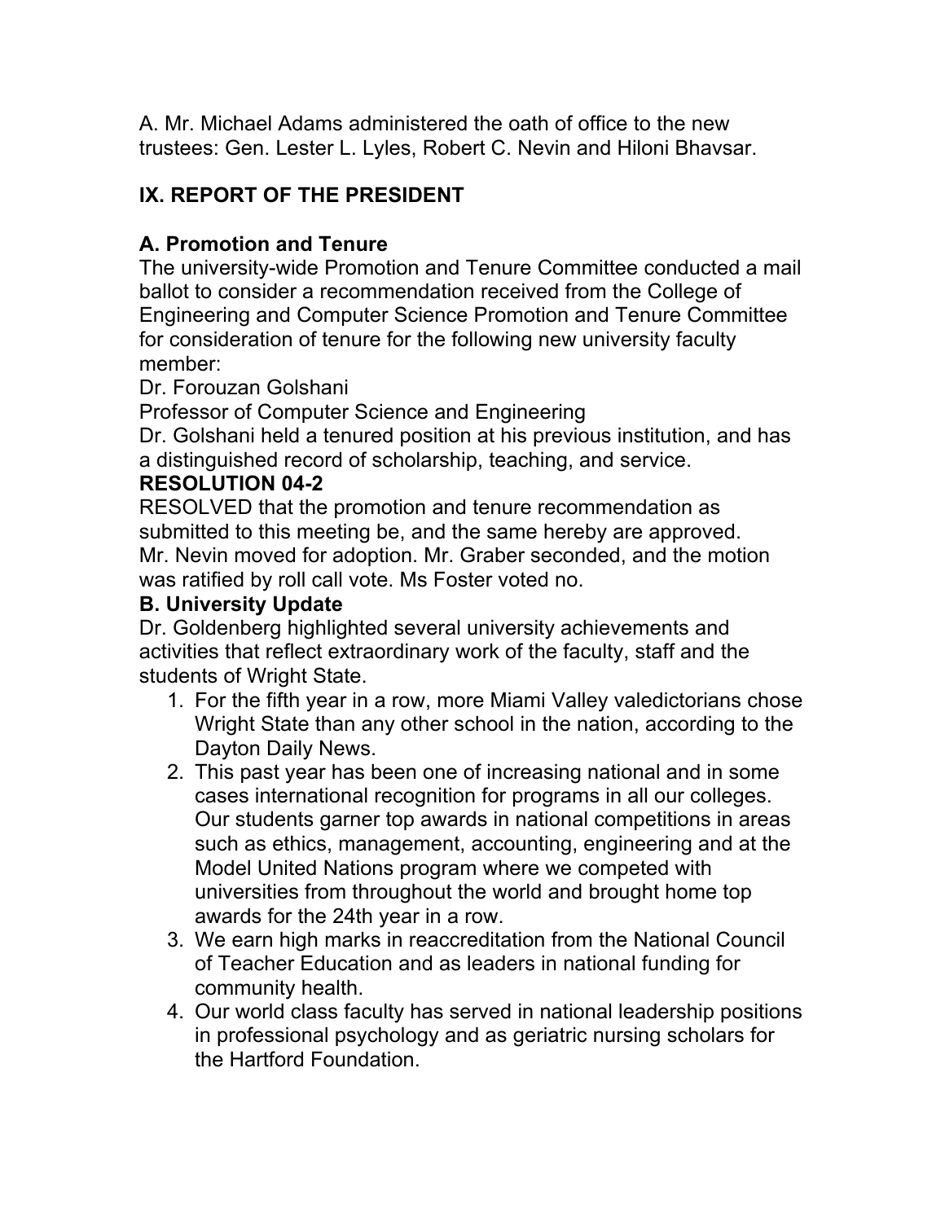A. Mr. Michael Adams administered the oath of office to the new trustees: Gen. Lester L. Lyles, Robert C. Nevin and Hiloni Bhavsar.

## IX. REPORT OF THE PRESIDENT

### A. Promotion and Tenure

The university-wide Promotion and Tenure Committee conducted a mail ballot to consider a recommendation received from the College of Engineering and Computer Science Promotion and Tenure Committee for consideration of tenure for the following new university faculty member:

Dr. Forouzan Golshani
Professor of Computer Science and Engineering
Dr. Golshani held a tenured position at his previous institution, and has a distinguished record of scholarship, teaching, and service.

**RESOLUTION 04-2**

RESOLVED that the promotion and tenure recommendation as submitted to this meeting be, and the same hereby are approved.
Mr. Nevin moved for adoption. Mr. Graber seconded, and the motion was ratified by roll call vote. Ms Foster voted no.

### B. University Update

Dr. Goldenberg highlighted several university achievements and activities that reflect extraordinary work of the faculty, staff and the students of Wright State.

1. For the fifth year in a row, more Miami Valley valedictorians chose Wright State than any other school in the nation, according to the Dayton Daily News.
2. This past year has been one of increasing national and in some cases international recognition for programs in all our colleges. Our students garner top awards in national competitions in areas such as ethics, management, accounting, engineering and at the Model United Nations program where we competed with universities from throughout the world and brought home top awards for the 24th year in a row.
3. We earn high marks in reaccreditation from the National Council of Teacher Education and as leaders in national funding for community health.
4. Our world class faculty has served in national leadership positions in professional psychology and as geriatric nursing scholars for the Hartford Foundation.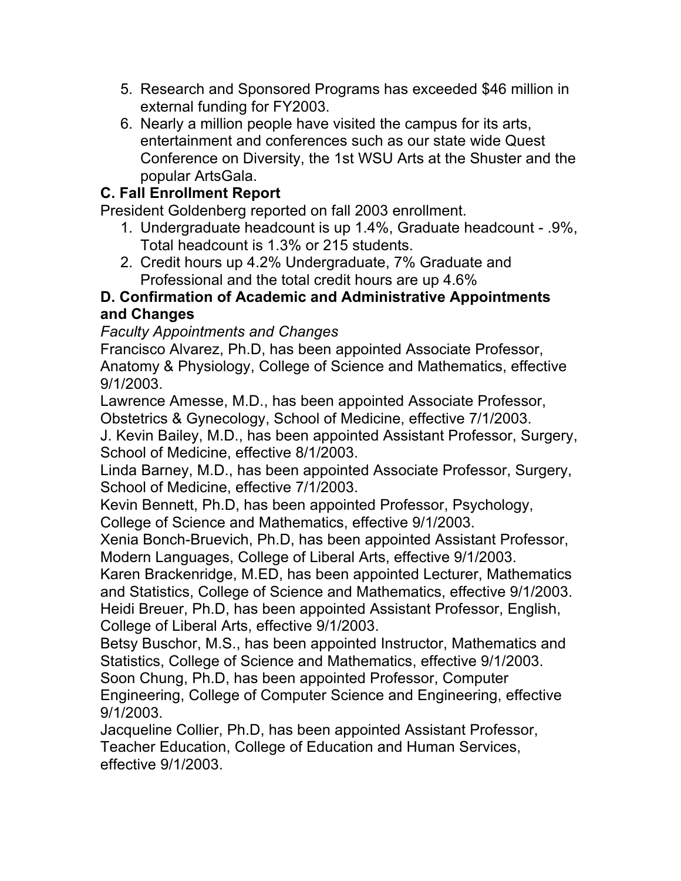5. Research and Sponsored Programs has exceeded $46 million in external funding for FY2003.
6. Nearly a million people have visited the campus for its arts, entertainment and conferences such as our state wide Quest Conference on Diversity, the 1st WSU Arts at the Shuster and the popular ArtsGala.

**C. Fall Enrollment Report**

President Goldenberg reported on fall 2003 enrollment.

1. Undergraduate headcount is up 1.4%, Graduate headcount - .9%, Total headcount is 1.3% or 215 students.
2. Credit hours up 4.2% Undergraduate, 7% Graduate and Professional and the total credit hours are up 4.6%

**D. Confirmation of Academic and Administrative Appointments and Changes**

*Faculty Appointments and Changes*

Francisco Alvarez, Ph.D, has been appointed Associate Professor, Anatomy & Physiology, College of Science and Mathematics, effective 9/1/2003.

Lawrence Amesse, M.D., has been appointed Associate Professor, Obstetrics & Gynecology, School of Medicine, effective 7/1/2003.

J. Kevin Bailey, M.D., has been appointed Assistant Professor, Surgery, School of Medicine, effective 8/1/2003.

Linda Barney, M.D., has been appointed Associate Professor, Surgery, School of Medicine, effective 7/1/2003.

Kevin Bennett, Ph.D, has been appointed Professor, Psychology, College of Science and Mathematics, effective 9/1/2003.

Xenia Bonch-Bruevich, Ph.D, has been appointed Assistant Professor, Modern Languages, College of Liberal Arts, effective 9/1/2003.

Karen Brackenridge, M.ED, has been appointed Lecturer, Mathematics and Statistics, College of Science and Mathematics, effective 9/1/2003.

Heidi Breuer, Ph.D, has been appointed Assistant Professor, English, College of Liberal Arts, effective 9/1/2003.

Betsy Buschor, M.S., has been appointed Instructor, Mathematics and Statistics, College of Science and Mathematics, effective 9/1/2003.

Soon Chung, Ph.D, has been appointed Professor, Computer Engineering, College of Computer Science and Engineering, effective 9/1/2003.

Jacqueline Collier, Ph.D, has been appointed Assistant Professor, Teacher Education, College of Education and Human Services, effective 9/1/2003.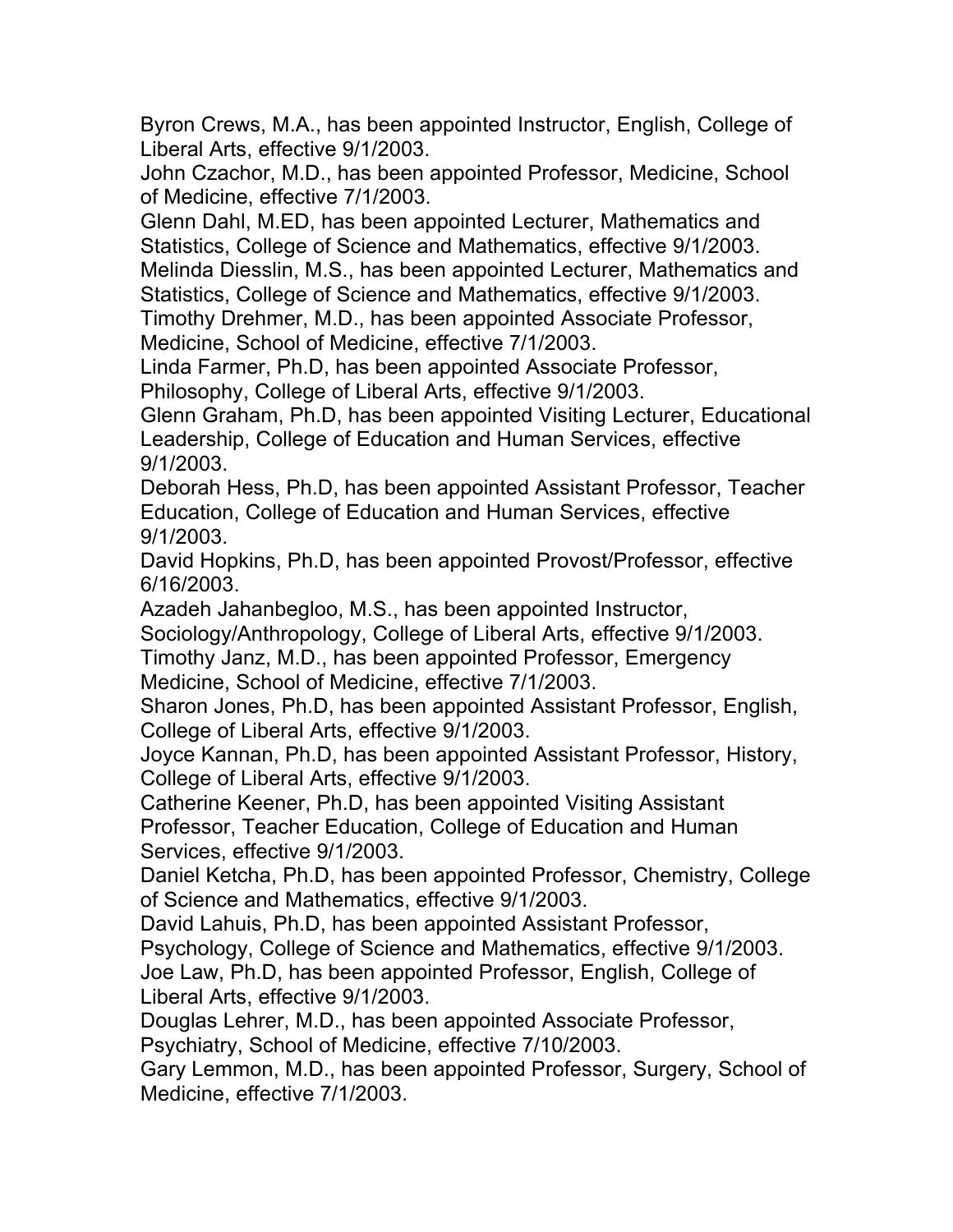Byron Crews, M.A., has been appointed Instructor, English, College of Liberal Arts, effective 9/1/2003.

John Czachor, M.D., has been appointed Professor, Medicine, School of Medicine, effective 7/1/2003.

Glenn Dahl, M.ED, has been appointed Lecturer, Mathematics and Statistics, College of Science and Mathematics, effective 9/1/2003.

Melinda Diesslin, M.S., has been appointed Lecturer, Mathematics and Statistics, College of Science and Mathematics, effective 9/1/2003.

Timothy Drehmer, M.D., has been appointed Associate Professor, Medicine, School of Medicine, effective 7/1/2003.

Linda Farmer, Ph.D, has been appointed Associate Professor, Philosophy, College of Liberal Arts, effective 9/1/2003.

Glenn Graham, Ph.D, has been appointed Visiting Lecturer, Educational Leadership, College of Education and Human Services, effective 9/1/2003.

Deborah Hess, Ph.D, has been appointed Assistant Professor, Teacher Education, College of Education and Human Services, effective 9/1/2003.

David Hopkins, Ph.D, has been appointed Provost/Professor, effective 6/16/2003.

Azadeh Jahanbegloo, M.S., has been appointed Instructor, Sociology/Anthropology, College of Liberal Arts, effective 9/1/2003.

Timothy Janz, M.D., has been appointed Professor, Emergency Medicine, School of Medicine, effective 7/1/2003.

Sharon Jones, Ph.D, has been appointed Assistant Professor, English, College of Liberal Arts, effective 9/1/2003.

Joyce Kannan, Ph.D, has been appointed Assistant Professor, History, College of Liberal Arts, effective 9/1/2003.

Catherine Keener, Ph.D, has been appointed Visiting Assistant Professor, Teacher Education, College of Education and Human Services, effective 9/1/2003.

Daniel Ketcha, Ph.D, has been appointed Professor, Chemistry, College of Science and Mathematics, effective 9/1/2003.

David Lahuis, Ph.D, has been appointed Assistant Professor, Psychology, College of Science and Mathematics, effective 9/1/2003.

Joe Law, Ph.D, has been appointed Professor, English, College of Liberal Arts, effective 9/1/2003.

Douglas Lehrer, M.D., has been appointed Associate Professor, Psychiatry, School of Medicine, effective 7/10/2003.

Gary Lemmon, M.D., has been appointed Professor, Surgery, School of Medicine, effective 7/1/2003.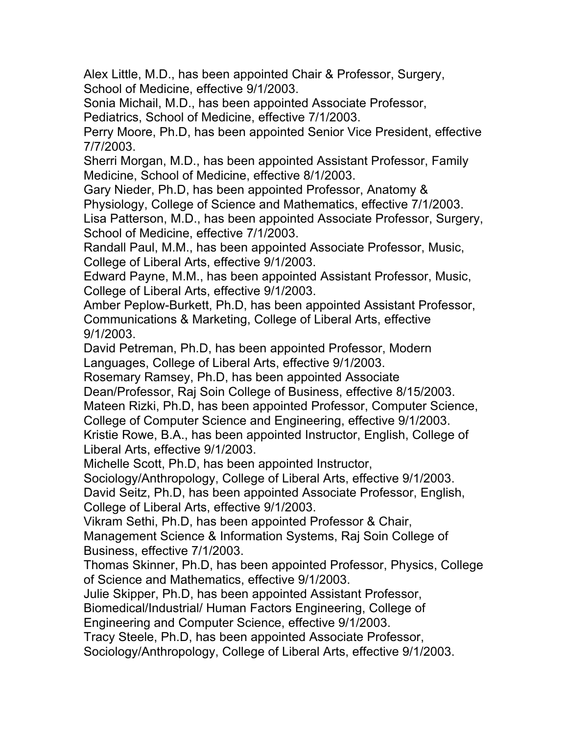Alex Little, M.D., has been appointed Chair & Professor, Surgery, School of Medicine, effective 9/1/2003.

Sonia Michail, M.D., has been appointed Associate Professor, Pediatrics, School of Medicine, effective 7/1/2003.

Perry Moore, Ph.D, has been appointed Senior Vice President, effective 7/7/2003.

Sherri Morgan, M.D., has been appointed Assistant Professor, Family Medicine, School of Medicine, effective 8/1/2003.

Gary Nieder, Ph.D, has been appointed Professor, Anatomy & Physiology, College of Science and Mathematics, effective 7/1/2003.

Lisa Patterson, M.D., has been appointed Associate Professor, Surgery, School of Medicine, effective 7/1/2003.

Randall Paul, M.M., has been appointed Associate Professor, Music, College of Liberal Arts, effective 9/1/2003.

Edward Payne, M.M., has been appointed Assistant Professor, Music, College of Liberal Arts, effective 9/1/2003.

Amber Peplow-Burkett, Ph.D, has been appointed Assistant Professor, Communications & Marketing, College of Liberal Arts, effective 9/1/2003.

David Petreman, Ph.D, has been appointed Professor, Modern Languages, College of Liberal Arts, effective 9/1/2003.

Rosemary Ramsey, Ph.D, has been appointed Associate Dean/Professor, Raj Soin College of Business, effective 8/15/2003.

Mateen Rizki, Ph.D, has been appointed Professor, Computer Science, College of Computer Science and Engineering, effective 9/1/2003.

Kristie Rowe, B.A., has been appointed Instructor, English, College of Liberal Arts, effective 9/1/2003.

Michelle Scott, Ph.D, has been appointed Instructor, Sociology/Anthropology, College of Liberal Arts, effective 9/1/2003.

David Seitz, Ph.D, has been appointed Associate Professor, English, College of Liberal Arts, effective 9/1/2003.

Vikram Sethi, Ph.D, has been appointed Professor & Chair, Management Science & Information Systems, Raj Soin College of Business, effective 7/1/2003.

Thomas Skinner, Ph.D, has been appointed Professor, Physics, College of Science and Mathematics, effective 9/1/2003.

Julie Skipper, Ph.D, has been appointed Assistant Professor, Biomedical/Industrial/ Human Factors Engineering, College of Engineering and Computer Science, effective 9/1/2003.

Tracy Steele, Ph.D, has been appointed Associate Professor, Sociology/Anthropology, College of Liberal Arts, effective 9/1/2003.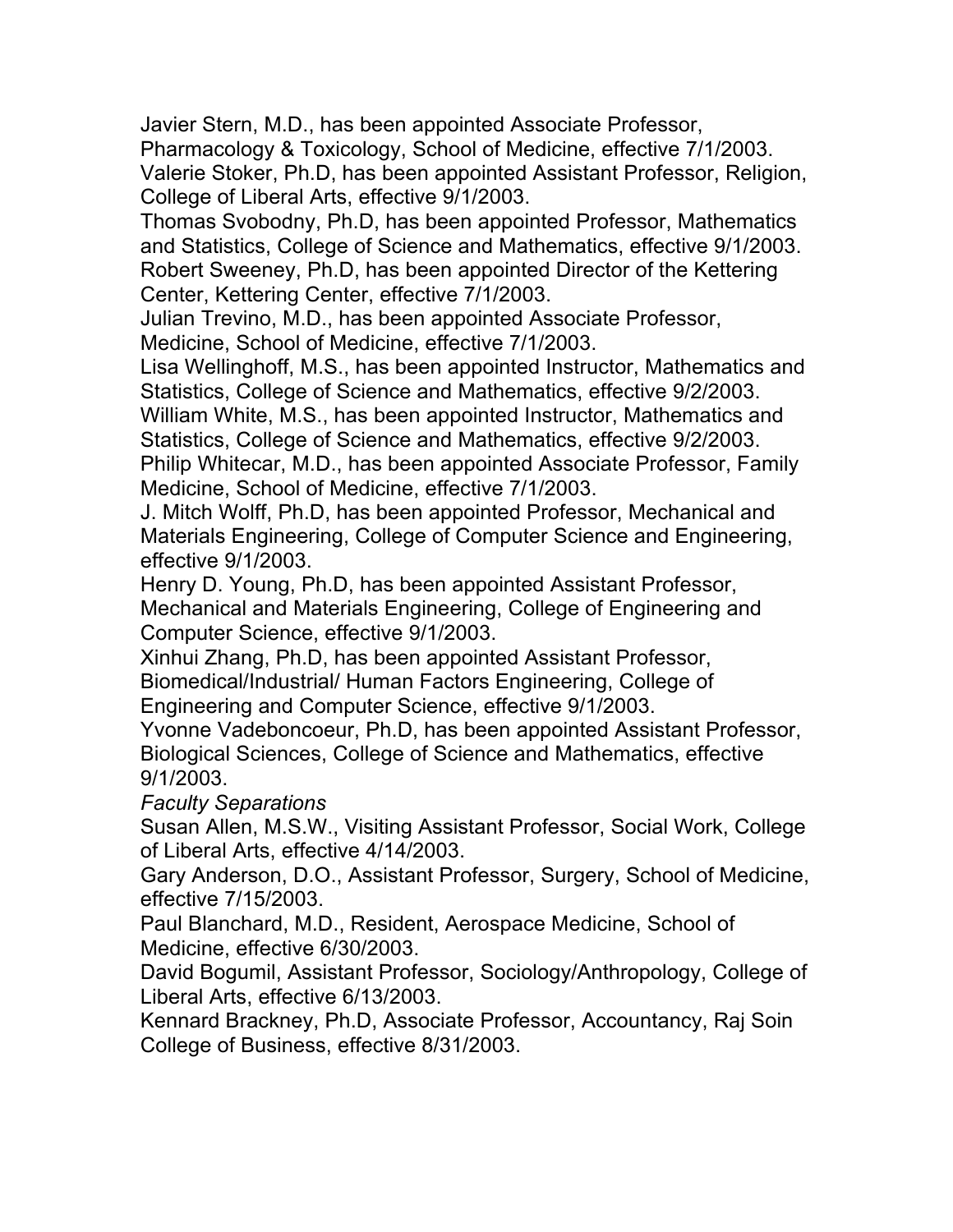Javier Stern, M.D., has been appointed Associate Professor, Pharmacology & Toxicology, School of Medicine, effective 7/1/2003.

Valerie Stoker, Ph.D, has been appointed Assistant Professor, Religion, College of Liberal Arts, effective 9/1/2003.

Thomas Svobodny, Ph.D, has been appointed Professor, Mathematics and Statistics, College of Science and Mathematics, effective 9/1/2003.

Robert Sweeney, Ph.D, has been appointed Director of the Kettering Center, Kettering Center, effective 7/1/2003.

Julian Trevino, M.D., has been appointed Associate Professor, Medicine, School of Medicine, effective 7/1/2003.

Lisa Wellinghoff, M.S., has been appointed Instructor, Mathematics and Statistics, College of Science and Mathematics, effective 9/2/2003.

William White, M.S., has been appointed Instructor, Mathematics and Statistics, College of Science and Mathematics, effective 9/2/2003.

Philip Whitecar, M.D., has been appointed Associate Professor, Family Medicine, School of Medicine, effective 7/1/2003.

J. Mitch Wolff, Ph.D, has been appointed Professor, Mechanical and Materials Engineering, College of Computer Science and Engineering, effective 9/1/2003.

Henry D. Young, Ph.D, has been appointed Assistant Professor, Mechanical and Materials Engineering, College of Engineering and Computer Science, effective 9/1/2003.

Xinhui Zhang, Ph.D, has been appointed Assistant Professor, Biomedical/Industrial/ Human Factors Engineering, College of Engineering and Computer Science, effective 9/1/2003.

Yvonne Vadeboncoeur, Ph.D, has been appointed Assistant Professor, Biological Sciences, College of Science and Mathematics, effective 9/1/2003.

*Faculty Separations*

Susan Allen, M.S.W., Visiting Assistant Professor, Social Work, College of Liberal Arts, effective 4/14/2003.

Gary Anderson, D.O., Assistant Professor, Surgery, School of Medicine, effective 7/15/2003.

Paul Blanchard, M.D., Resident, Aerospace Medicine, School of Medicine, effective 6/30/2003.

David Bogumil, Assistant Professor, Sociology/Anthropology, College of Liberal Arts, effective 6/13/2003.

Kennard Brackney, Ph.D, Associate Professor, Accountancy, Raj Soin College of Business, effective 8/31/2003.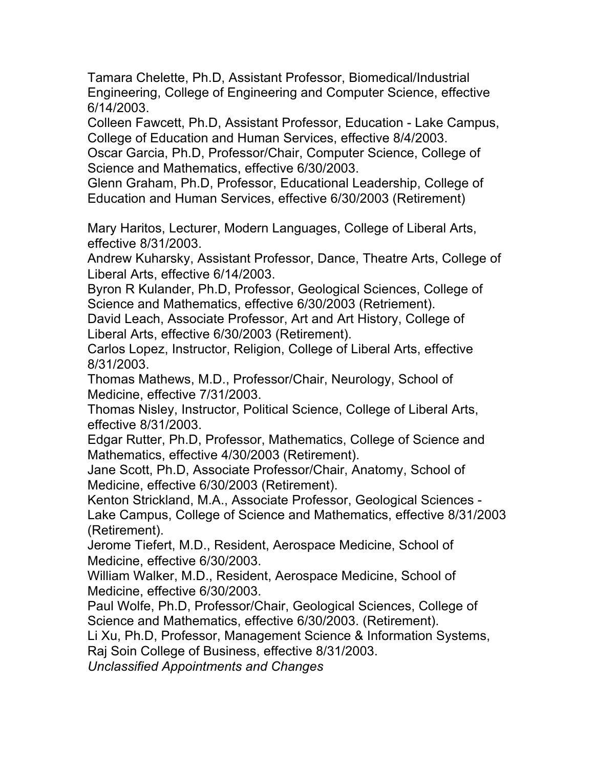Tamara Chelette, Ph.D, Assistant Professor, Biomedical/Industrial Engineering, College of Engineering and Computer Science, effective 6/14/2003.

Colleen Fawcett, Ph.D, Assistant Professor, Education - Lake Campus, College of Education and Human Services, effective 8/4/2003.

Oscar Garcia, Ph.D, Professor/Chair, Computer Science, College of Science and Mathematics, effective 6/30/2003.

Glenn Graham, Ph.D, Professor, Educational Leadership, College of Education and Human Services, effective 6/30/2003 (Retirement)

Mary Haritos, Lecturer, Modern Languages, College of Liberal Arts, effective 8/31/2003.

Andrew Kuharsky, Assistant Professor, Dance, Theatre Arts, College of Liberal Arts, effective 6/14/2003.

Byron R Kulander, Ph.D, Professor, Geological Sciences, College of Science and Mathematics, effective 6/30/2003 (Retriement).

David Leach, Associate Professor, Art and Art History, College of Liberal Arts, effective 6/30/2003 (Retirement).

Carlos Lopez, Instructor, Religion, College of Liberal Arts, effective 8/31/2003.

Thomas Mathews, M.D., Professor/Chair, Neurology, School of Medicine, effective 7/31/2003.

Thomas Nisley, Instructor, Political Science, College of Liberal Arts, effective 8/31/2003.

Edgar Rutter, Ph.D, Professor, Mathematics, College of Science and Mathematics, effective 4/30/2003 (Retirement).

Jane Scott, Ph.D, Associate Professor/Chair, Anatomy, School of Medicine, effective 6/30/2003 (Retirement).

Kenton Strickland, M.A., Associate Professor, Geological Sciences - Lake Campus, College of Science and Mathematics, effective 8/31/2003 (Retirement).

Jerome Tiefert, M.D., Resident, Aerospace Medicine, School of Medicine, effective 6/30/2003.

William Walker, M.D., Resident, Aerospace Medicine, School of Medicine, effective 6/30/2003.

Paul Wolfe, Ph.D, Professor/Chair, Geological Sciences, College of Science and Mathematics, effective 6/30/2003. (Retirement).

Li Xu, Ph.D, Professor, Management Science & Information Systems, Raj Soin College of Business, effective 8/31/2003.

*Unclassified Appointments and Changes*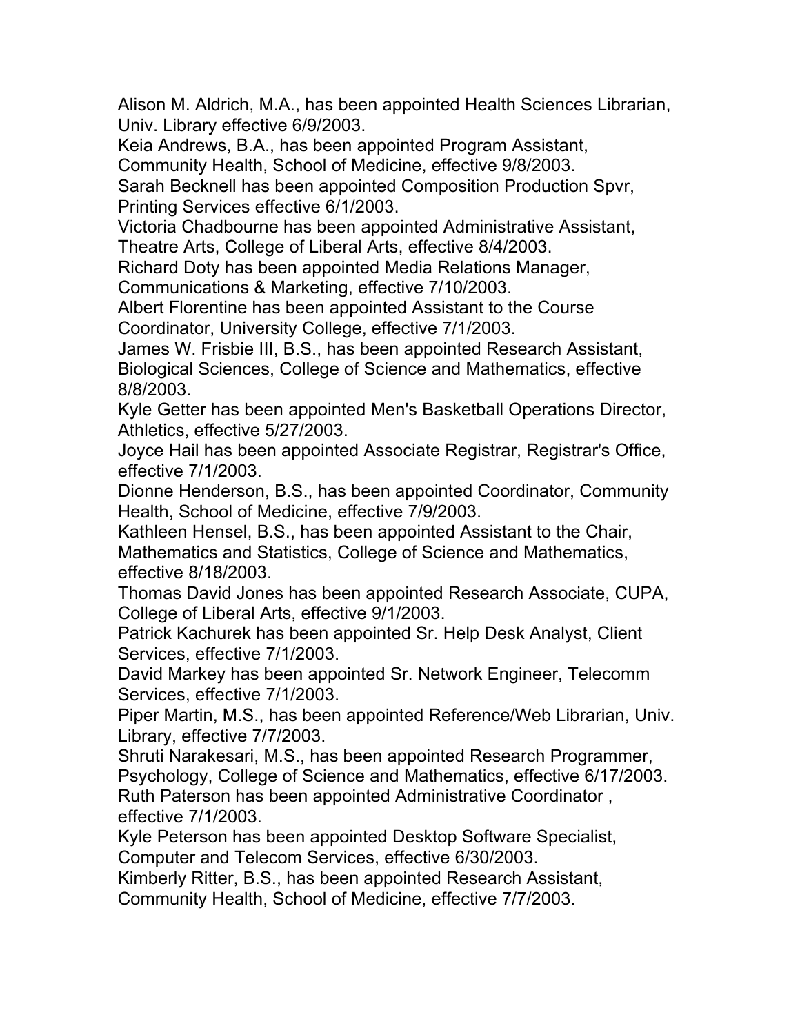Alison M. Aldrich, M.A., has been appointed Health Sciences Librarian, Univ. Library effective 6/9/2003.

Keia Andrews, B.A., has been appointed Program Assistant, Community Health, School of Medicine, effective 9/8/2003.

Sarah Becknell has been appointed Composition Production Spvr, Printing Services effective 6/1/2003.

Victoria Chadbourne has been appointed Administrative Assistant, Theatre Arts, College of Liberal Arts, effective 8/4/2003.

Richard Doty has been appointed Media Relations Manager, Communications & Marketing, effective 7/10/2003.

Albert Florentine has been appointed Assistant to the Course Coordinator, University College, effective 7/1/2003.

James W. Frisbie III, B.S., has been appointed Research Assistant, Biological Sciences, College of Science and Mathematics, effective 8/8/2003.

Kyle Getter has been appointed Men's Basketball Operations Director, Athletics, effective 5/27/2003.

Joyce Hail has been appointed Associate Registrar, Registrar's Office, effective 7/1/2003.

Dionne Henderson, B.S., has been appointed Coordinator, Community Health, School of Medicine, effective 7/9/2003.

Kathleen Hensel, B.S., has been appointed Assistant to the Chair, Mathematics and Statistics, College of Science and Mathematics, effective 8/18/2003.

Thomas David Jones has been appointed Research Associate, CUPA, College of Liberal Arts, effective 9/1/2003.

Patrick Kachurek has been appointed Sr. Help Desk Analyst, Client Services, effective 7/1/2003.

David Markey has been appointed Sr. Network Engineer, Telecomm Services, effective 7/1/2003.

Piper Martin, M.S., has been appointed Reference/Web Librarian, Univ. Library, effective 7/7/2003.

Shruti Narakesari, M.S., has been appointed Research Programmer, Psychology, College of Science and Mathematics, effective 6/17/2003.

Ruth Paterson has been appointed Administrative Coordinator , effective 7/1/2003.

Kyle Peterson has been appointed Desktop Software Specialist, Computer and Telecom Services, effective 6/30/2003.

Kimberly Ritter, B.S., has been appointed Research Assistant, Community Health, School of Medicine, effective 7/7/2003.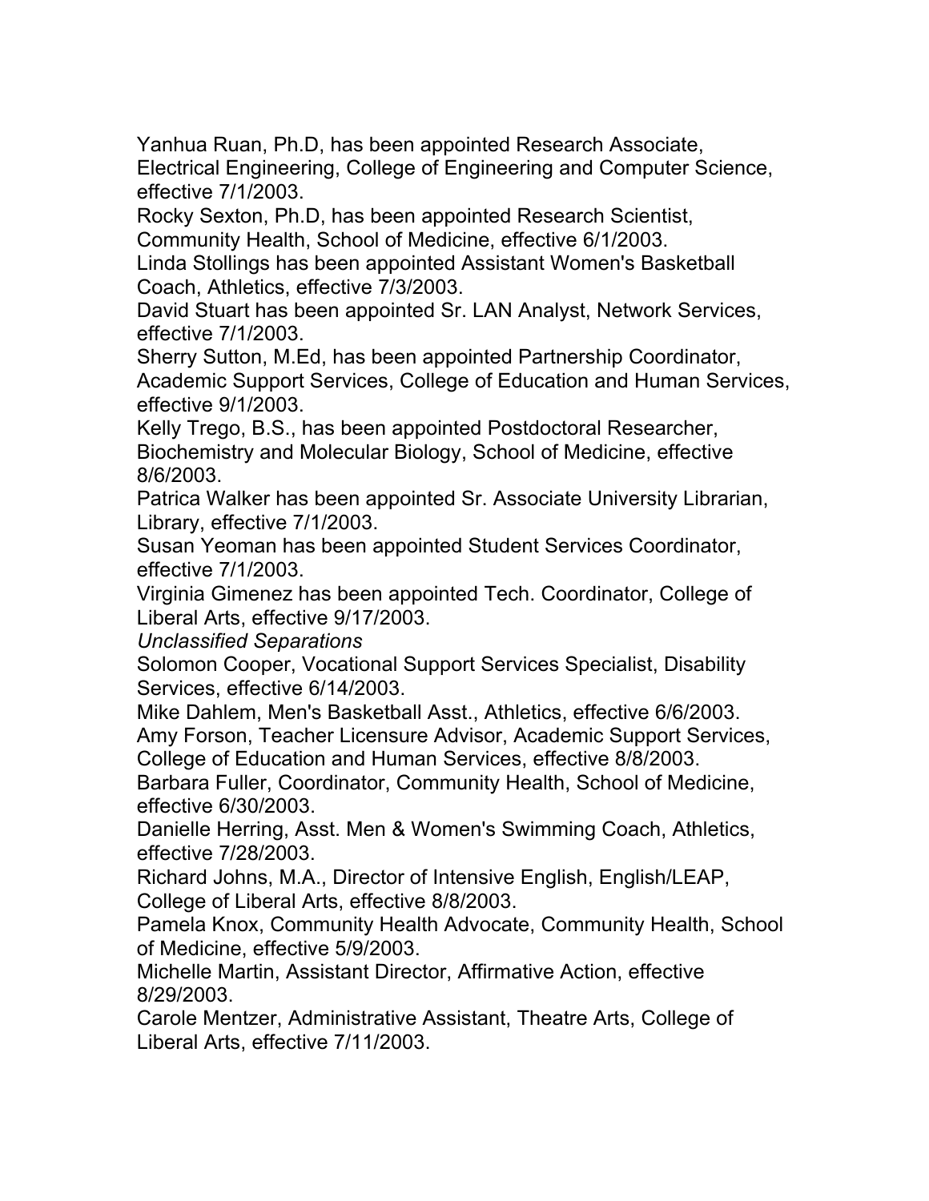Yanhua Ruan, Ph.D, has been appointed Research Associate, Electrical Engineering, College of Engineering and Computer Science, effective 7/1/2003.

Rocky Sexton, Ph.D, has been appointed Research Scientist, Community Health, School of Medicine, effective 6/1/2003.

Linda Stollings has been appointed Assistant Women's Basketball Coach, Athletics, effective 7/3/2003.

David Stuart has been appointed Sr. LAN Analyst, Network Services, effective 7/1/2003.

Sherry Sutton, M.Ed, has been appointed Partnership Coordinator, Academic Support Services, College of Education and Human Services, effective 9/1/2003.

Kelly Trego, B.S., has been appointed Postdoctoral Researcher, Biochemistry and Molecular Biology, School of Medicine, effective 8/6/2003.

Patrica Walker has been appointed Sr. Associate University Librarian, Library, effective 7/1/2003.

Susan Yeoman has been appointed Student Services Coordinator, effective 7/1/2003.

Virginia Gimenez has been appointed Tech. Coordinator, College of Liberal Arts, effective 9/17/2003.

*Unclassified Separations*

Solomon Cooper, Vocational Support Services Specialist, Disability Services, effective 6/14/2003.

Mike Dahlem, Men's Basketball Asst., Athletics, effective 6/6/2003.

Amy Forson, Teacher Licensure Advisor, Academic Support Services, College of Education and Human Services, effective 8/8/2003.

Barbara Fuller, Coordinator, Community Health, School of Medicine, effective 6/30/2003.

Danielle Herring, Asst. Men & Women's Swimming Coach, Athletics, effective 7/28/2003.

Richard Johns, M.A., Director of Intensive English, English/LEAP, College of Liberal Arts, effective 8/8/2003.

Pamela Knox, Community Health Advocate, Community Health, School of Medicine, effective 5/9/2003.

Michelle Martin, Assistant Director, Affirmative Action, effective 8/29/2003.

Carole Mentzer, Administrative Assistant, Theatre Arts, College of Liberal Arts, effective 7/11/2003.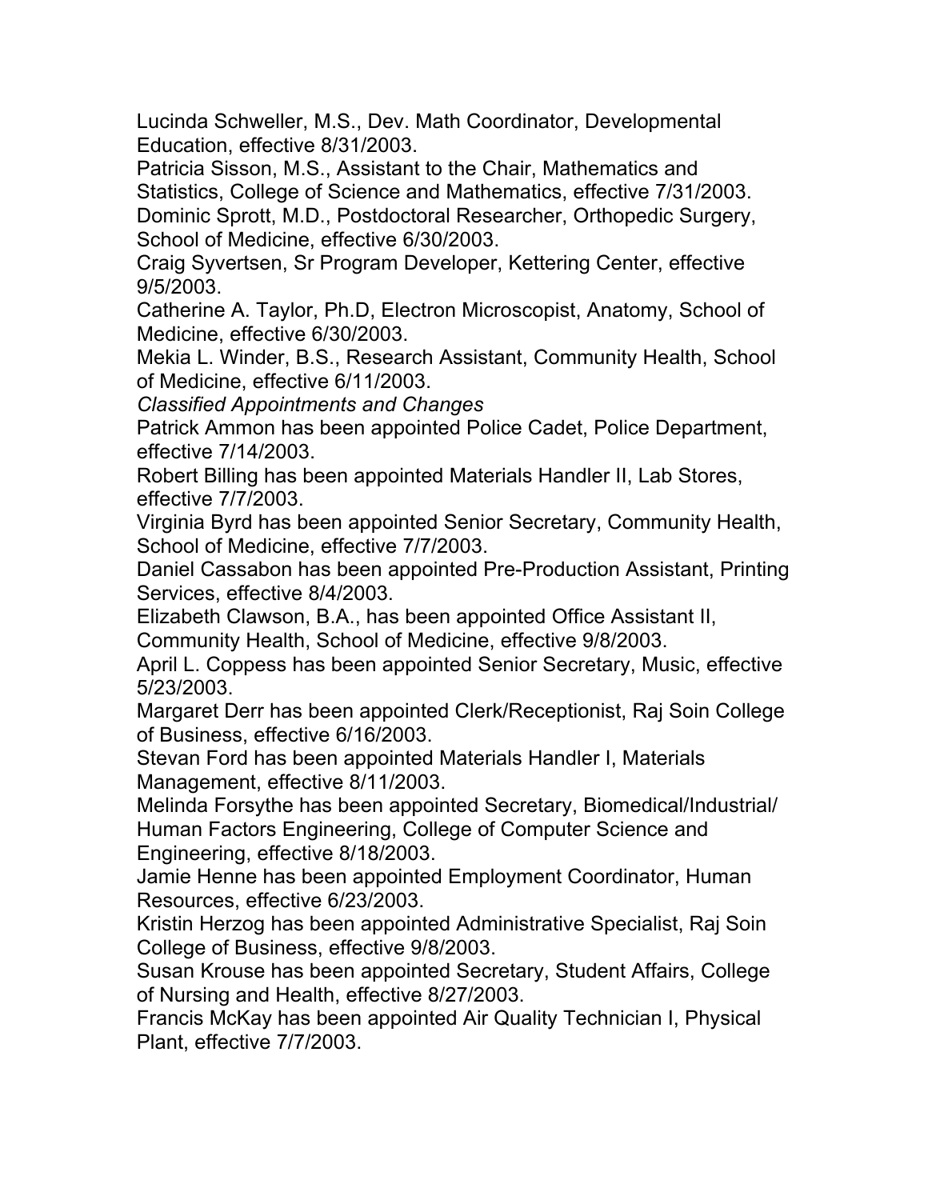Lucinda Schweller, M.S., Dev. Math Coordinator, Developmental Education, effective 8/31/2003.

Patricia Sisson, M.S., Assistant to the Chair, Mathematics and Statistics, College of Science and Mathematics, effective 7/31/2003.

Dominic Sprott, M.D., Postdoctoral Researcher, Orthopedic Surgery, School of Medicine, effective 6/30/2003.

Craig Syvertsen, Sr Program Developer, Kettering Center, effective 9/5/2003.

Catherine A. Taylor, Ph.D, Electron Microscopist, Anatomy, School of Medicine, effective 6/30/2003.

Mekia L. Winder, B.S., Research Assistant, Community Health, School of Medicine, effective 6/11/2003.

*Classified Appointments and Changes*

Patrick Ammon has been appointed Police Cadet, Police Department, effective 7/14/2003.

Robert Billing has been appointed Materials Handler II, Lab Stores, effective 7/7/2003.

Virginia Byrd has been appointed Senior Secretary, Community Health, School of Medicine, effective 7/7/2003.

Daniel Cassabon has been appointed Pre-Production Assistant, Printing Services, effective 8/4/2003.

Elizabeth Clawson, B.A., has been appointed Office Assistant II, Community Health, School of Medicine, effective 9/8/2003.

April L. Coppess has been appointed Senior Secretary, Music, effective 5/23/2003.

Margaret Derr has been appointed Clerk/Receptionist, Raj Soin College of Business, effective 6/16/2003.

Stevan Ford has been appointed Materials Handler I, Materials Management, effective 8/11/2003.

Melinda Forsythe has been appointed Secretary, Biomedical/Industrial/ Human Factors Engineering, College of Computer Science and Engineering, effective 8/18/2003.

Jamie Henne has been appointed Employment Coordinator, Human Resources, effective 6/23/2003.

Kristin Herzog has been appointed Administrative Specialist, Raj Soin College of Business, effective 9/8/2003.

Susan Krouse has been appointed Secretary, Student Affairs, College of Nursing and Health, effective 8/27/2003.

Francis McKay has been appointed Air Quality Technician I, Physical Plant, effective 7/7/2003.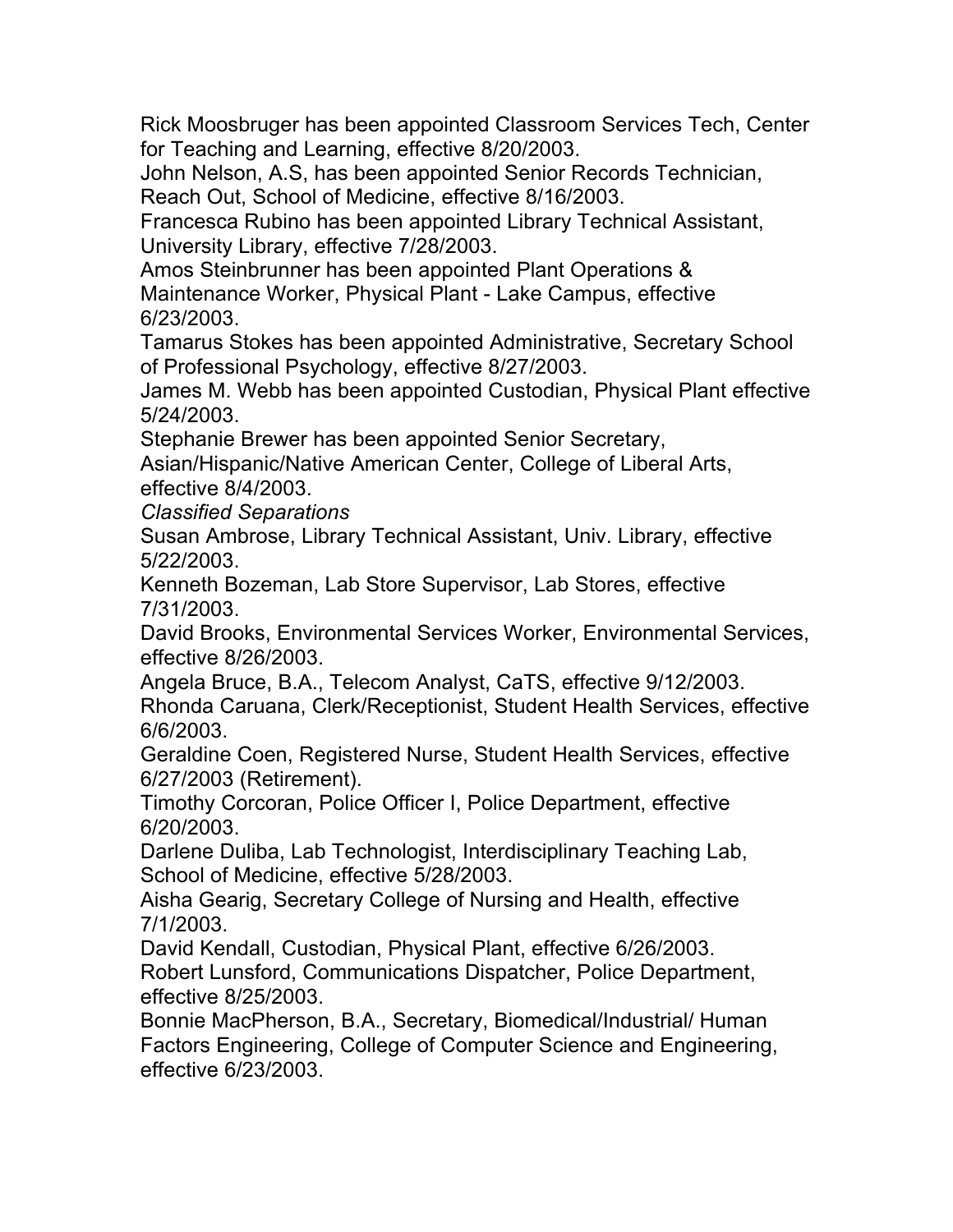Rick Moosbruger has been appointed Classroom Services Tech, Center for Teaching and Learning, effective 8/20/2003.

John Nelson, A.S, has been appointed Senior Records Technician, Reach Out, School of Medicine, effective 8/16/2003.

Francesca Rubino has been appointed Library Technical Assistant, University Library, effective 7/28/2003.

Amos Steinbrunner has been appointed Plant Operations & Maintenance Worker, Physical Plant - Lake Campus, effective 6/23/2003.

Tamarus Stokes has been appointed Administrative, Secretary School of Professional Psychology, effective 8/27/2003.

James M. Webb has been appointed Custodian, Physical Plant effective 5/24/2003.

Stephanie Brewer has been appointed Senior Secretary, Asian/Hispanic/Native American Center, College of Liberal Arts, effective 8/4/2003.

*Classified Separations*

Susan Ambrose, Library Technical Assistant, Univ. Library, effective 5/22/2003.

Kenneth Bozeman, Lab Store Supervisor, Lab Stores, effective 7/31/2003.

David Brooks, Environmental Services Worker, Environmental Services, effective 8/26/2003.

Angela Bruce, B.A., Telecom Analyst, CaTS, effective 9/12/2003.

Rhonda Caruana, Clerk/Receptionist, Student Health Services, effective 6/6/2003.

Geraldine Coen, Registered Nurse, Student Health Services, effective 6/27/2003 (Retirement).

Timothy Corcoran, Police Officer I, Police Department, effective 6/20/2003.

Darlene Duliba, Lab Technologist, Interdisciplinary Teaching Lab, School of Medicine, effective 5/28/2003.

Aisha Gearig, Secretary College of Nursing and Health, effective 7/1/2003.

David Kendall, Custodian, Physical Plant, effective 6/26/2003.

Robert Lunsford, Communications Dispatcher, Police Department, effective 8/25/2003.

Bonnie MacPherson, B.A., Secretary, Biomedical/Industrial/ Human Factors Engineering, College of Computer Science and Engineering, effective 6/23/2003.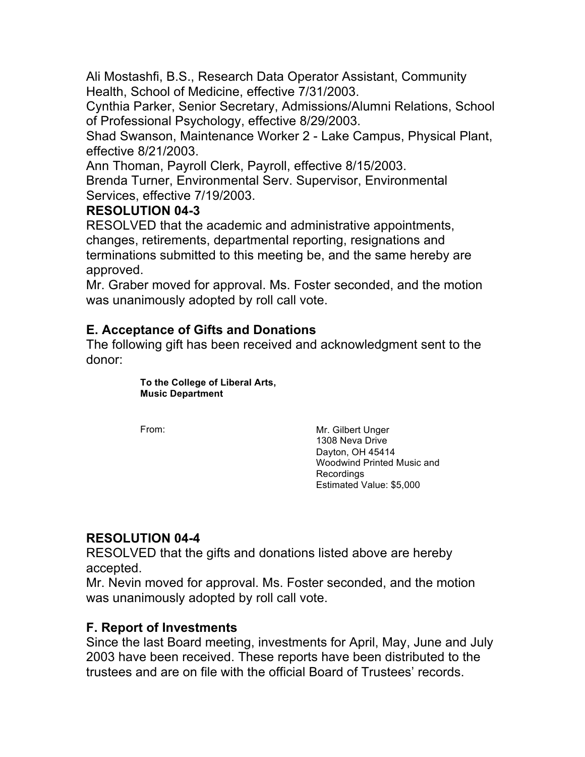Ali Mostashfi, B.S., Research Data Operator Assistant, Community Health, School of Medicine, effective 7/31/2003.

Cynthia Parker, Senior Secretary, Admissions/Alumni Relations, School of Professional Psychology, effective 8/29/2003.

Shad Swanson, Maintenance Worker 2 - Lake Campus, Physical Plant, effective 8/21/2003.

Ann Thoman, Payroll Clerk, Payroll, effective 8/15/2003.

Brenda Turner, Environmental Serv. Supervisor, Environmental Services, effective 7/19/2003.

**RESOLUTION 04-3**

RESOLVED that the academic and administrative appointments, changes, retirements, departmental reporting, resignations and terminations submitted to this meeting be, and the same hereby are approved.

Mr. Graber moved for approval. Ms. Foster seconded, and the motion was unanimously adopted by roll call vote.

## E. Acceptance of Gifts and Donations

The following gift has been received and acknowledgment sent to the donor:

**To the College of Liberal Arts, Music Department**

From:

Mr. Gilbert Unger
1308 Neva Drive
Dayton, OH 45414
Woodwind Printed Music and Recordings
Estimated Value: $5,000

**RESOLUTION 04-4**

RESOLVED that the gifts and donations listed above are hereby accepted.

Mr. Nevin moved for approval. Ms. Foster seconded, and the motion was unanimously adopted by roll call vote.

## F. Report of Investments

Since the last Board meeting, investments for April, May, June and July 2003 have been received. These reports have been distributed to the trustees and are on file with the official Board of Trustees' records.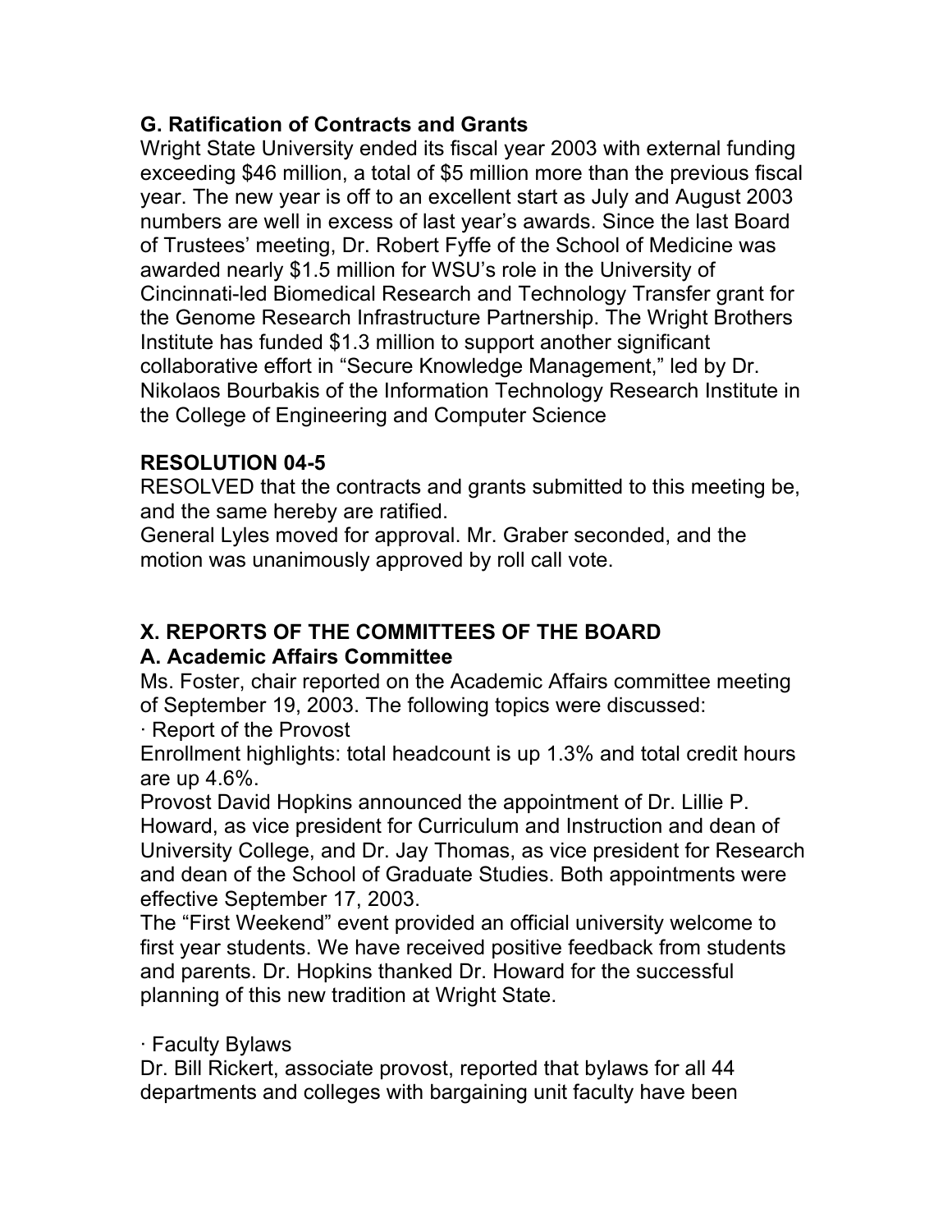### G. Ratification of Contracts and Grants

Wright State University ended its fiscal year 2003 with external funding exceeding $46 million, a total of $5 million more than the previous fiscal year. The new year is off to an excellent start as July and August 2003 numbers are well in excess of last year's awards. Since the last Board of Trustees' meeting, Dr. Robert Fyffe of the School of Medicine was awarded nearly $1.5 million for WSU's role in the University of Cincinnati-led Biomedical Research and Technology Transfer grant for the Genome Research Infrastructure Partnership. The Wright Brothers Institute has funded $1.3 million to support another significant collaborative effort in "Secure Knowledge Management," led by Dr. Nikolaos Bourbakis of the Information Technology Research Institute in the College of Engineering and Computer Science

### RESOLUTION 04-5

RESOLVED that the contracts and grants submitted to this meeting be, and the same hereby are ratified.

General Lyles moved for approval. Mr. Graber seconded, and the motion was unanimously approved by roll call vote.

## X. REPORTS OF THE COMMITTEES OF THE BOARD

### A. Academic Affairs Committee

Ms. Foster, chair reported on the Academic Affairs committee meeting of September 19, 2003. The following topics were discussed:

· Report of the Provost

Enrollment highlights: total headcount is up 1.3% and total credit hours are up 4.6%.

Provost David Hopkins announced the appointment of Dr. Lillie P. Howard, as vice president for Curriculum and Instruction and dean of University College, and Dr. Jay Thomas, as vice president for Research and dean of the School of Graduate Studies. Both appointments were effective September 17, 2003.

The "First Weekend" event provided an official university welcome to first year students. We have received positive feedback from students and parents. Dr. Hopkins thanked Dr. Howard for the successful planning of this new tradition at Wright State.

· Faculty Bylaws

Dr. Bill Rickert, associate provost, reported that bylaws for all 44 departments and colleges with bargaining unit faculty have been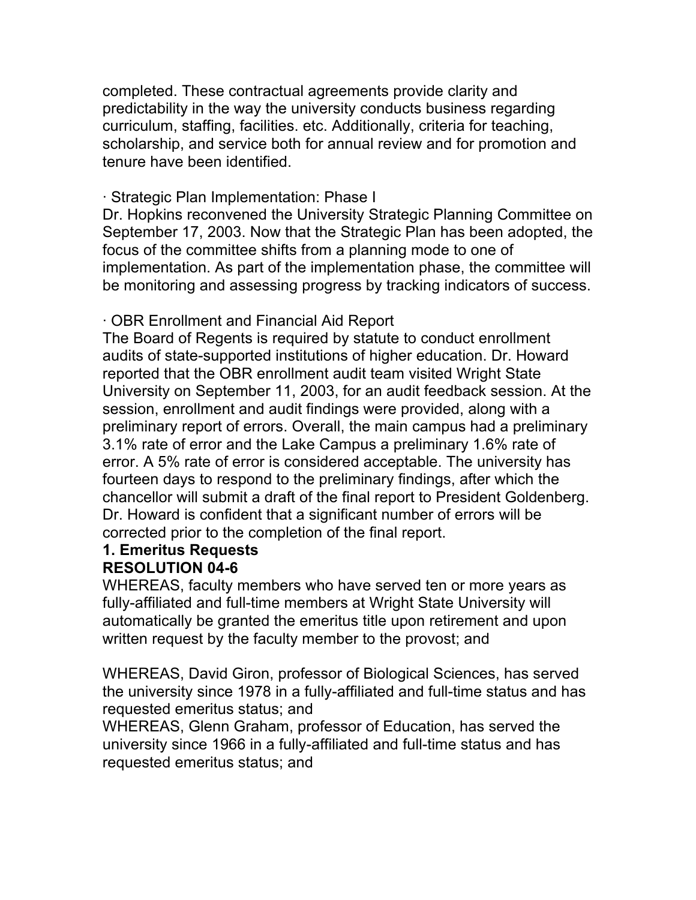completed. These contractual agreements provide clarity and predictability in the way the university conducts business regarding curriculum, staffing, facilities. etc. Additionally, criteria for teaching, scholarship, and service both for annual review and for promotion and tenure have been identified.

· Strategic Plan Implementation: Phase I

Dr. Hopkins reconvened the University Strategic Planning Committee on September 17, 2003. Now that the Strategic Plan has been adopted, the focus of the committee shifts from a planning mode to one of implementation. As part of the implementation phase, the committee will be monitoring and assessing progress by tracking indicators of success.

· OBR Enrollment and Financial Aid Report

The Board of Regents is required by statute to conduct enrollment audits of state-supported institutions of higher education. Dr. Howard reported that the OBR enrollment audit team visited Wright State University on September 11, 2003, for an audit feedback session. At the session, enrollment and audit findings were provided, along with a preliminary report of errors. Overall, the main campus had a preliminary 3.1% rate of error and the Lake Campus a preliminary 1.6% rate of error. A 5% rate of error is considered acceptable. The university has fourteen days to respond to the preliminary findings, after which the chancellor will submit a draft of the final report to President Goldenberg. Dr. Howard is confident that a significant number of errors will be corrected prior to the completion of the final report.

**1. Emeritus Requests**

**RESOLUTION 04-6**

WHEREAS, faculty members who have served ten or more years as fully-affiliated and full-time members at Wright State University will automatically be granted the emeritus title upon retirement and upon written request by the faculty member to the provost; and

WHEREAS, David Giron, professor of Biological Sciences, has served the university since 1978 in a fully-affiliated and full-time status and has requested emeritus status; and

WHEREAS, Glenn Graham, professor of Education, has served the university since 1966 in a fully-affiliated and full-time status and has requested emeritus status; and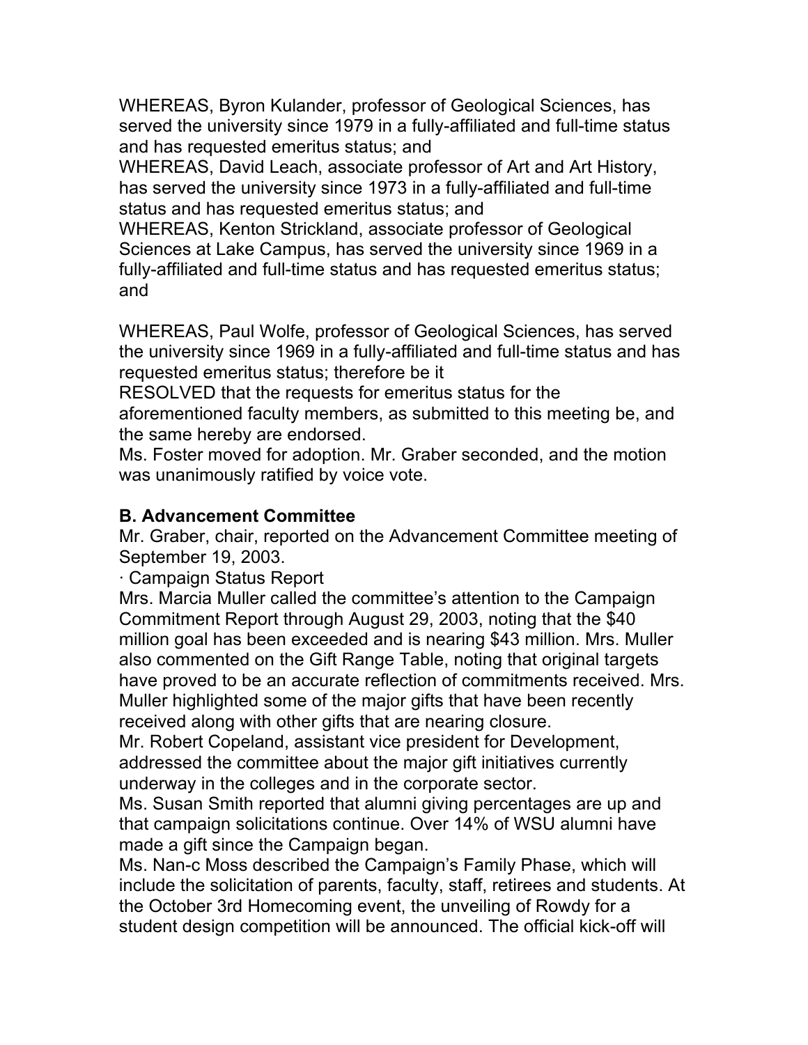WHEREAS, Byron Kulander, professor of Geological Sciences, has served the university since 1979 in a fully-affiliated and full-time status and has requested emeritus status; and

WHEREAS, David Leach, associate professor of Art and Art History, has served the university since 1973 in a fully-affiliated and full-time status and has requested emeritus status; and

WHEREAS, Kenton Strickland, associate professor of Geological Sciences at Lake Campus, has served the university since 1969 in a fully-affiliated and full-time status and has requested emeritus status; and

WHEREAS, Paul Wolfe, professor of Geological Sciences, has served the university since 1969 in a fully-affiliated and full-time status and has requested emeritus status; therefore be it

RESOLVED that the requests for emeritus status for the aforementioned faculty members, as submitted to this meeting be, and the same hereby are endorsed.

Ms. Foster moved for adoption. Mr. Graber seconded, and the motion was unanimously ratified by voice vote.

**B. Advancement Committee**

Mr. Graber, chair, reported on the Advancement Committee meeting of September 19, 2003.

· Campaign Status Report

Mrs. Marcia Muller called the committee's attention to the Campaign Commitment Report through August 29, 2003, noting that the $40 million goal has been exceeded and is nearing $43 million. Mrs. Muller also commented on the Gift Range Table, noting that original targets have proved to be an accurate reflection of commitments received. Mrs. Muller highlighted some of the major gifts that have been recently received along with other gifts that are nearing closure.

Mr. Robert Copeland, assistant vice president for Development, addressed the committee about the major gift initiatives currently underway in the colleges and in the corporate sector.

Ms. Susan Smith reported that alumni giving percentages are up and that campaign solicitations continue. Over 14% of WSU alumni have made a gift since the Campaign began.

Ms. Nan-c Moss described the Campaign's Family Phase, which will include the solicitation of parents, faculty, staff, retirees and students. At the October 3rd Homecoming event, the unveiling of Rowdy for a student design competition will be announced. The official kick-off will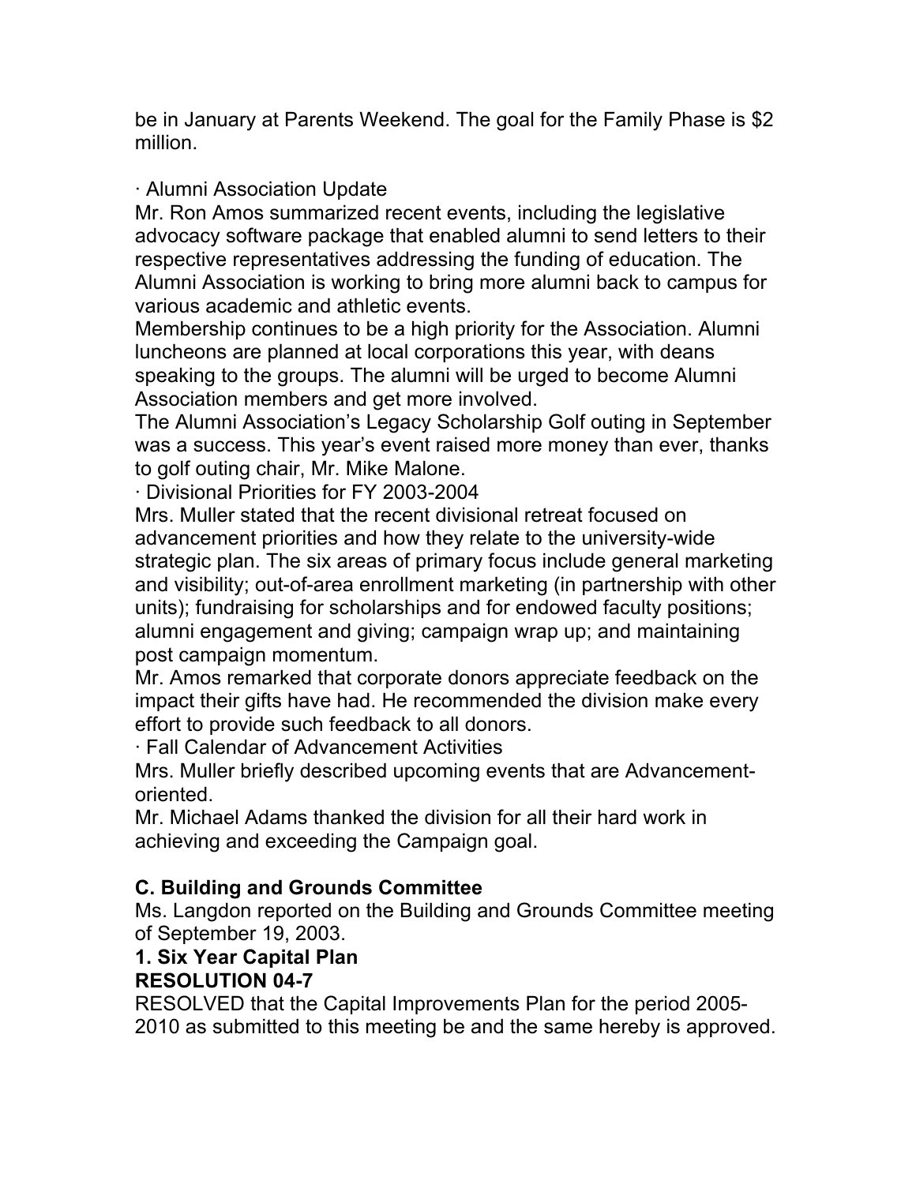be in January at Parents Weekend. The goal for the Family Phase is $2 million.

· Alumni Association Update

Mr. Ron Amos summarized recent events, including the legislative advocacy software package that enabled alumni to send letters to their respective representatives addressing the funding of education. The Alumni Association is working to bring more alumni back to campus for various academic and athletic events.

Membership continues to be a high priority for the Association. Alumni luncheons are planned at local corporations this year, with deans speaking to the groups. The alumni will be urged to become Alumni Association members and get more involved.

The Alumni Association's Legacy Scholarship Golf outing in September was a success. This year's event raised more money than ever, thanks to golf outing chair, Mr. Mike Malone.

· Divisional Priorities for FY 2003-2004

Mrs. Muller stated that the recent divisional retreat focused on advancement priorities and how they relate to the university-wide strategic plan. The six areas of primary focus include general marketing and visibility; out-of-area enrollment marketing (in partnership with other units); fundraising for scholarships and for endowed faculty positions; alumni engagement and giving; campaign wrap up; and maintaining post campaign momentum.

Mr. Amos remarked that corporate donors appreciate feedback on the impact their gifts have had. He recommended the division make every effort to provide such feedback to all donors.

· Fall Calendar of Advancement Activities

Mrs. Muller briefly described upcoming events that are Advancement-oriented.

Mr. Michael Adams thanked the division for all their hard work in achieving and exceeding the Campaign goal.

**C. Building and Grounds Committee**

Ms. Langdon reported on the Building and Grounds Committee meeting of September 19, 2003.

**1. Six Year Capital Plan**

**RESOLUTION 04-7**

RESOLVED that the Capital Improvements Plan for the period 2005-2010 as submitted to this meeting be and the same hereby is approved.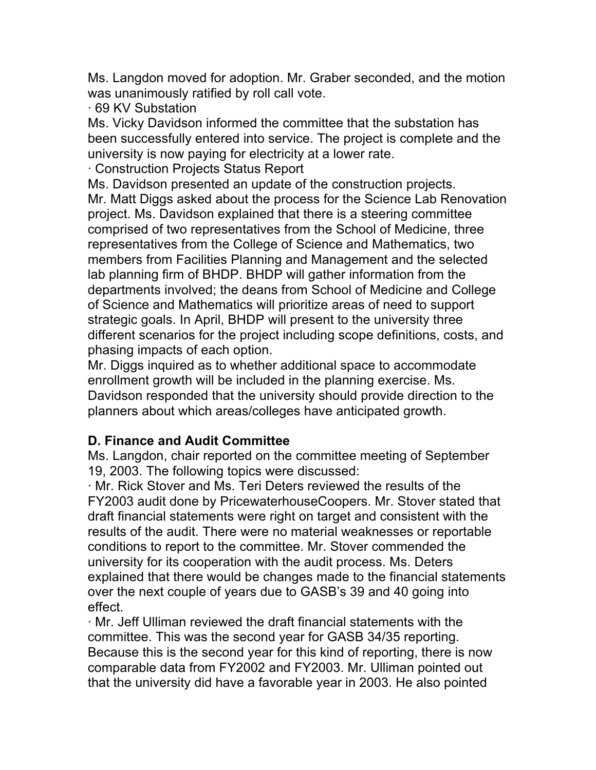Ms. Langdon moved for adoption. Mr. Graber seconded, and the motion was unanimously ratified by roll call vote.

· 69 KV Substation

Ms. Vicky Davidson informed the committee that the substation has been successfully entered into service. The project is complete and the university is now paying for electricity at a lower rate.

· Construction Projects Status Report

Ms. Davidson presented an update of the construction projects. Mr. Matt Diggs asked about the process for the Science Lab Renovation project. Ms. Davidson explained that there is a steering committee comprised of two representatives from the School of Medicine, three representatives from the College of Science and Mathematics, two members from Facilities Planning and Management and the selected lab planning firm of BHDP. BHDP will gather information from the departments involved; the deans from School of Medicine and College of Science and Mathematics will prioritize areas of need to support strategic goals. In April, BHDP will present to the university three different scenarios for the project including scope definitions, costs, and phasing impacts of each option.

Mr. Diggs inquired as to whether additional space to accommodate enrollment growth will be included in the planning exercise. Ms. Davidson responded that the university should provide direction to the planners about which areas/colleges have anticipated growth.

**D. Finance and Audit Committee**

Ms. Langdon, chair reported on the committee meeting of September 19, 2003. The following topics were discussed:

· Mr. Rick Stover and Ms. Teri Deters reviewed the results of the FY2003 audit done by PricewaterhouseCoopers. Mr. Stover stated that draft financial statements were right on target and consistent with the results of the audit. There were no material weaknesses or reportable conditions to report to the committee. Mr. Stover commended the university for its cooperation with the audit process. Ms. Deters explained that there would be changes made to the financial statements over the next couple of years due to GASB's 39 and 40 going into effect.

· Mr. Jeff Ulliman reviewed the draft financial statements with the committee. This was the second year for GASB 34/35 reporting. Because this is the second year for this kind of reporting, there is now comparable data from FY2002 and FY2003. Mr. Ulliman pointed out that the university did have a favorable year in 2003. He also pointed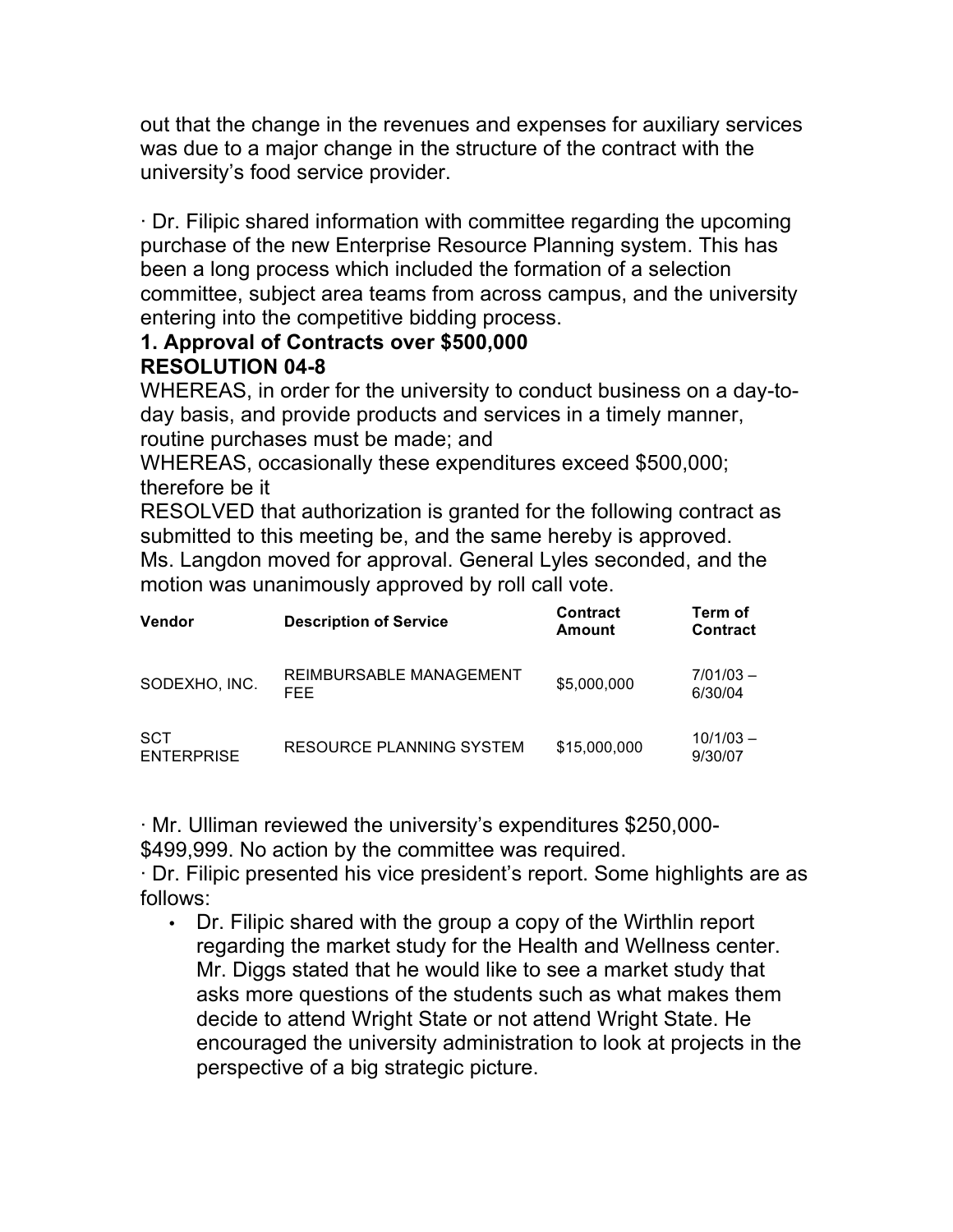out that the change in the revenues and expenses for auxiliary services was due to a major change in the structure of the contract with the university's food service provider.

· Dr. Filipic shared information with committee regarding the upcoming purchase of the new Enterprise Resource Planning system. This has been a long process which included the formation of a selection committee, subject area teams from across campus, and the university entering into the competitive bidding process.

**1. Approval of Contracts over $500,000**
**RESOLUTION 04-8**

WHEREAS, in order for the university to conduct business on a day-to-day basis, and provide products and services in a timely manner, routine purchases must be made; and
WHEREAS, occasionally these expenditures exceed $500,000; therefore be it
RESOLVED that authorization is granted for the following contract as submitted to this meeting be, and the same hereby is approved.
Ms. Langdon moved for approval. General Lyles seconded, and the motion was unanimously approved by roll call vote.

| Vendor | Description of Service | Contract Amount | Term of Contract |
|---|---|---|---|
| SODEXHO, INC. | REIMBURSABLE MANAGEMENT FEE | $5,000,000 | 7/01/03 – 6/30/04 |
| SCT ENTERPRISE | RESOURCE PLANNING SYSTEM | $15,000,000 | 10/1/03 – 9/30/07 |

· Mr. Ulliman reviewed the university's expenditures $250,000-$499,999. No action by the committee was required.
· Dr. Filipic presented his vice president's report. Some highlights are as follows:

- Dr. Filipic shared with the group a copy of the Wirthlin report regarding the market study for the Health and Wellness center. Mr. Diggs stated that he would like to see a market study that asks more questions of the students such as what makes them decide to attend Wright State or not attend Wright State. He encouraged the university administration to look at projects in the perspective of a big strategic picture.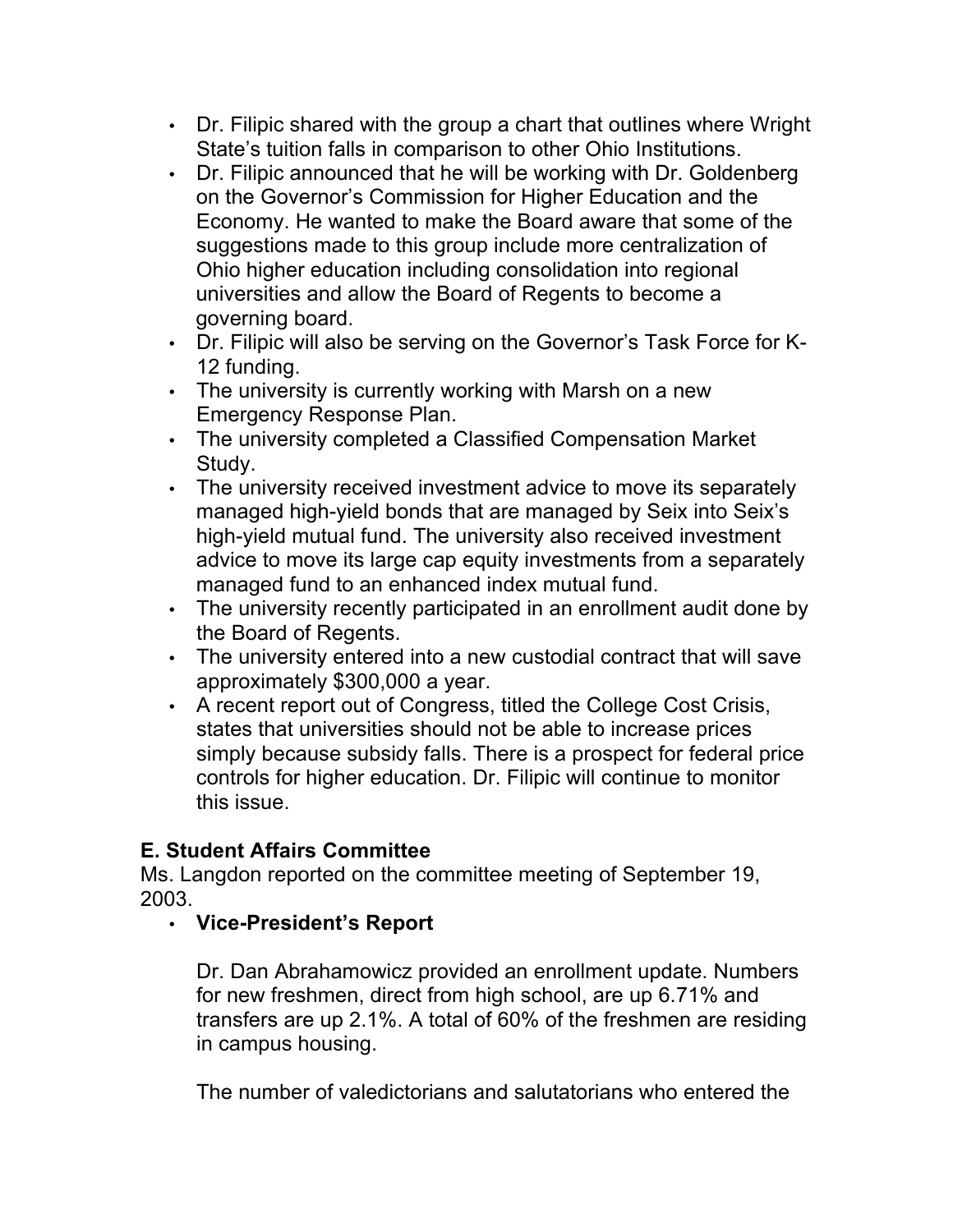- Dr. Filipic shared with the group a chart that outlines where Wright State's tuition falls in comparison to other Ohio Institutions.
- Dr. Filipic announced that he will be working with Dr. Goldenberg on the Governor's Commission for Higher Education and the Economy. He wanted to make the Board aware that some of the suggestions made to this group include more centralization of Ohio higher education including consolidation into regional universities and allow the Board of Regents to become a governing board.
- Dr. Filipic will also be serving on the Governor's Task Force for K-12 funding.
- The university is currently working with Marsh on a new Emergency Response Plan.
- The university completed a Classified Compensation Market Study.
- The university received investment advice to move its separately managed high-yield bonds that are managed by Seix into Seix's high-yield mutual fund. The university also received investment advice to move its large cap equity investments from a separately managed fund to an enhanced index mutual fund.
- The university recently participated in an enrollment audit done by the Board of Regents.
- The university entered into a new custodial contract that will save approximately $300,000 a year.
- A recent report out of Congress, titled the College Cost Crisis, states that universities should not be able to increase prices simply because subsidy falls. There is a prospect for federal price controls for higher education. Dr. Filipic will continue to monitor this issue.

### E. Student Affairs Committee

Ms. Langdon reported on the committee meeting of September 19, 2003.

- **Vice-President's Report**

  Dr. Dan Abrahamowicz provided an enrollment update. Numbers for new freshmen, direct from high school, are up 6.71% and transfers are up 2.1%. A total of 60% of the freshmen are residing in campus housing.

  The number of valedictorians and salutatorians who entered the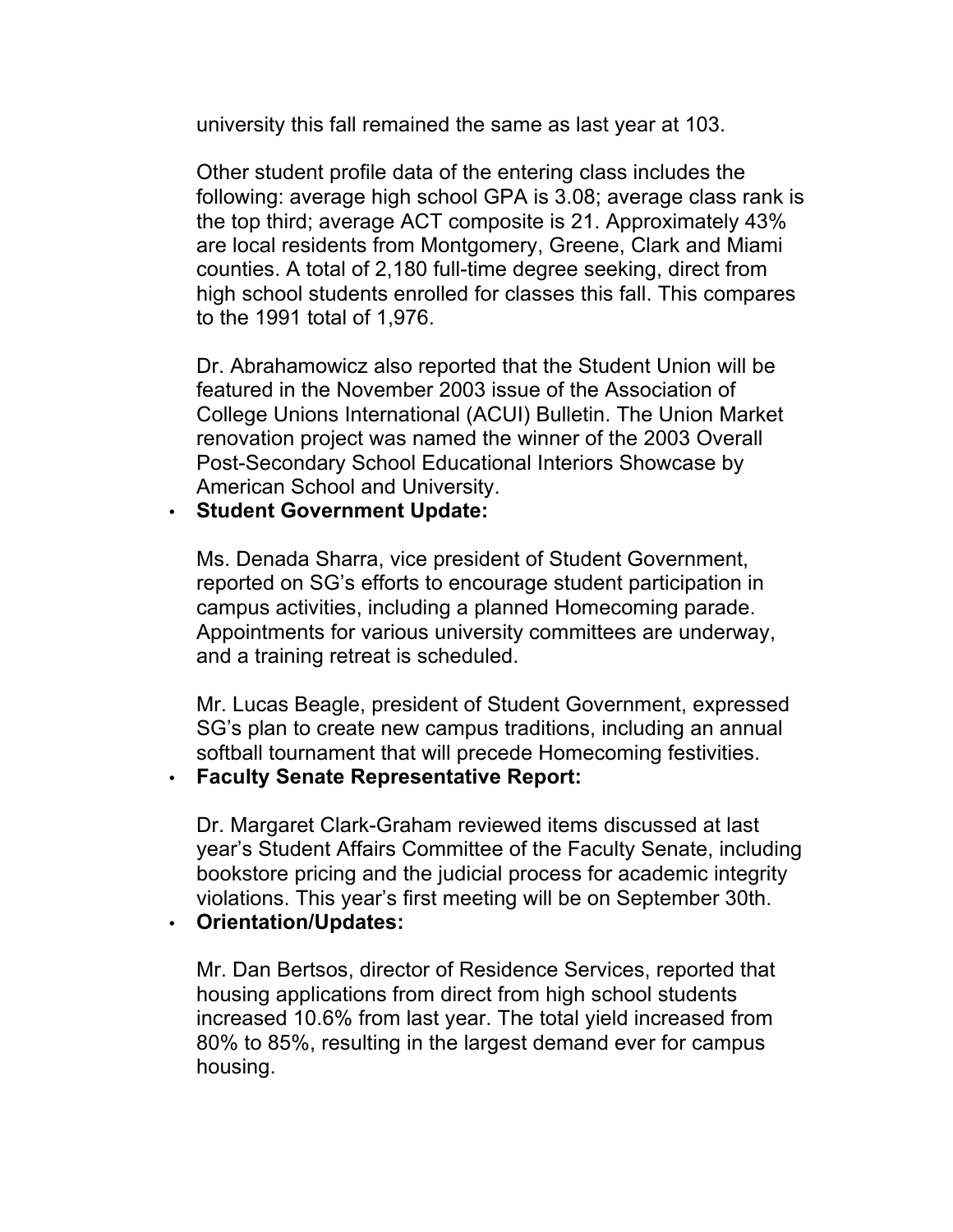university this fall remained the same as last year at 103.

Other student profile data of the entering class includes the following: average high school GPA is 3.08; average class rank is the top third; average ACT composite is 21. Approximately 43% are local residents from Montgomery, Greene, Clark and Miami counties. A total of 2,180 full-time degree seeking, direct from high school students enrolled for classes this fall. This compares to the 1991 total of 1,976.

Dr. Abrahamowicz also reported that the Student Union will be featured in the November 2003 issue of the Association of College Unions International (ACUI) Bulletin. The Union Market renovation project was named the winner of the 2003 Overall Post-Secondary School Educational Interiors Showcase by American School and University.

- **Student Government Update:**

  Ms. Denada Sharra, vice president of Student Government, reported on SG's efforts to encourage student participation in campus activities, including a planned Homecoming parade. Appointments for various university committees are underway, and a training retreat is scheduled.

  Mr. Lucas Beagle, president of Student Government, expressed SG's plan to create new campus traditions, including an annual softball tournament that will precede Homecoming festivities.

- **Faculty Senate Representative Report:**

  Dr. Margaret Clark-Graham reviewed items discussed at last year's Student Affairs Committee of the Faculty Senate, including bookstore pricing and the judicial process for academic integrity violations. This year's first meeting will be on September 30th.

- **Orientation/Updates:**

  Mr. Dan Bertsos, director of Residence Services, reported that housing applications from direct from high school students increased 10.6% from last year. The total yield increased from 80% to 85%, resulting in the largest demand ever for campus housing.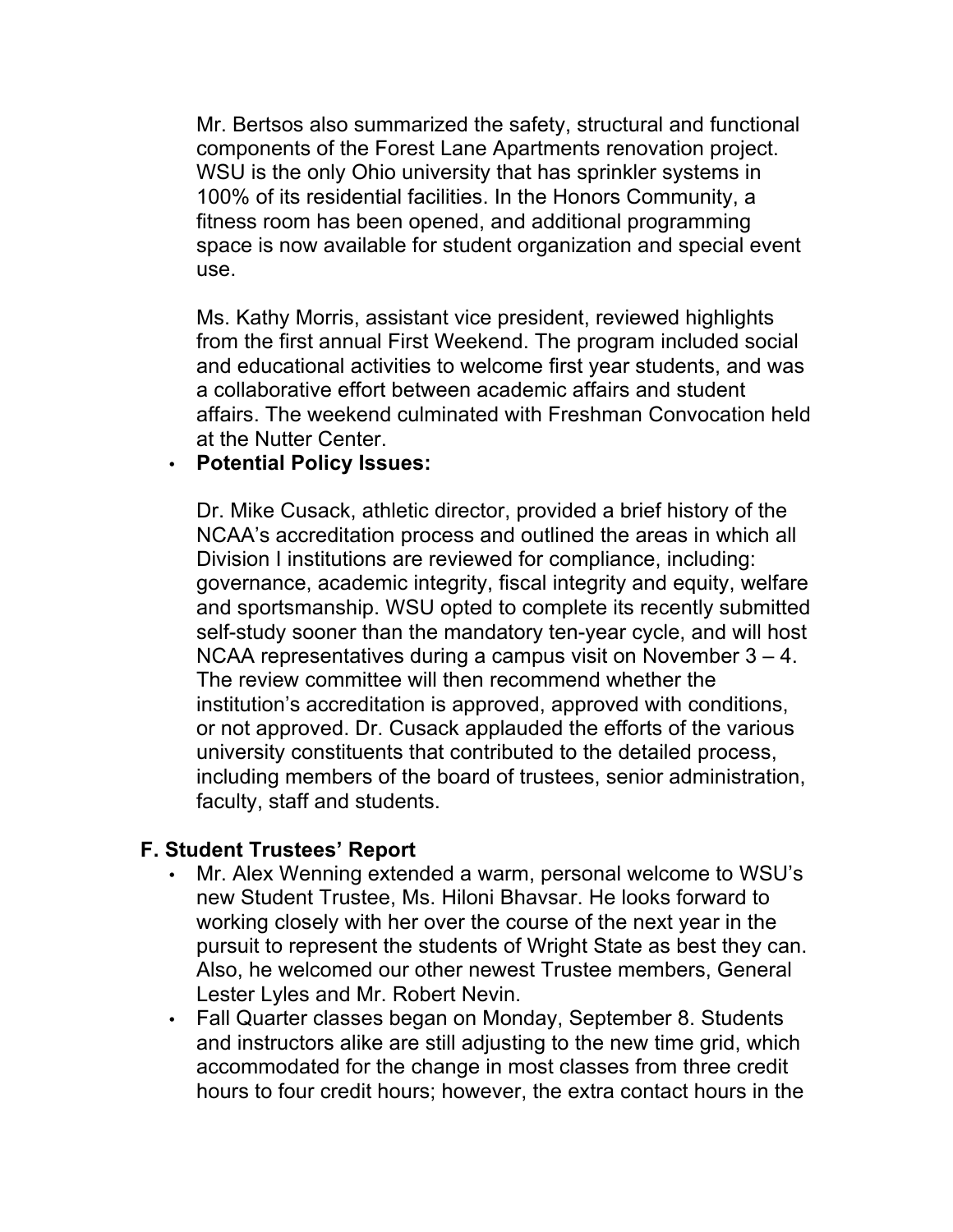Mr. Bertsos also summarized the safety, structural and functional components of the Forest Lane Apartments renovation project. WSU is the only Ohio university that has sprinkler systems in 100% of its residential facilities. In the Honors Community, a fitness room has been opened, and additional programming space is now available for student organization and special event use.

Ms. Kathy Morris, assistant vice president, reviewed highlights from the first annual First Weekend. The program included social and educational activities to welcome first year students, and was a collaborative effort between academic affairs and student affairs. The weekend culminated with Freshman Convocation held at the Nutter Center.

- **Potential Policy Issues:**

  Dr. Mike Cusack, athletic director, provided a brief history of the NCAA's accreditation process and outlined the areas in which all Division I institutions are reviewed for compliance, including: governance, academic integrity, fiscal integrity and equity, welfare and sportsmanship. WSU opted to complete its recently submitted self-study sooner than the mandatory ten-year cycle, and will host NCAA representatives during a campus visit on November 3 – 4. The review committee will then recommend whether the institution's accreditation is approved, approved with conditions, or not approved. Dr. Cusack applauded the efforts of the various university constituents that contributed to the detailed process, including members of the board of trustees, senior administration, faculty, staff and students.

## F. Student Trustees' Report

- Mr. Alex Wenning extended a warm, personal welcome to WSU's new Student Trustee, Ms. Hiloni Bhavsar. He looks forward to working closely with her over the course of the next year in the pursuit to represent the students of Wright State as best they can. Also, he welcomed our other newest Trustee members, General Lester Lyles and Mr. Robert Nevin.
- Fall Quarter classes began on Monday, September 8. Students and instructors alike are still adjusting to the new time grid, which accommodated for the change in most classes from three credit hours to four credit hours; however, the extra contact hours in the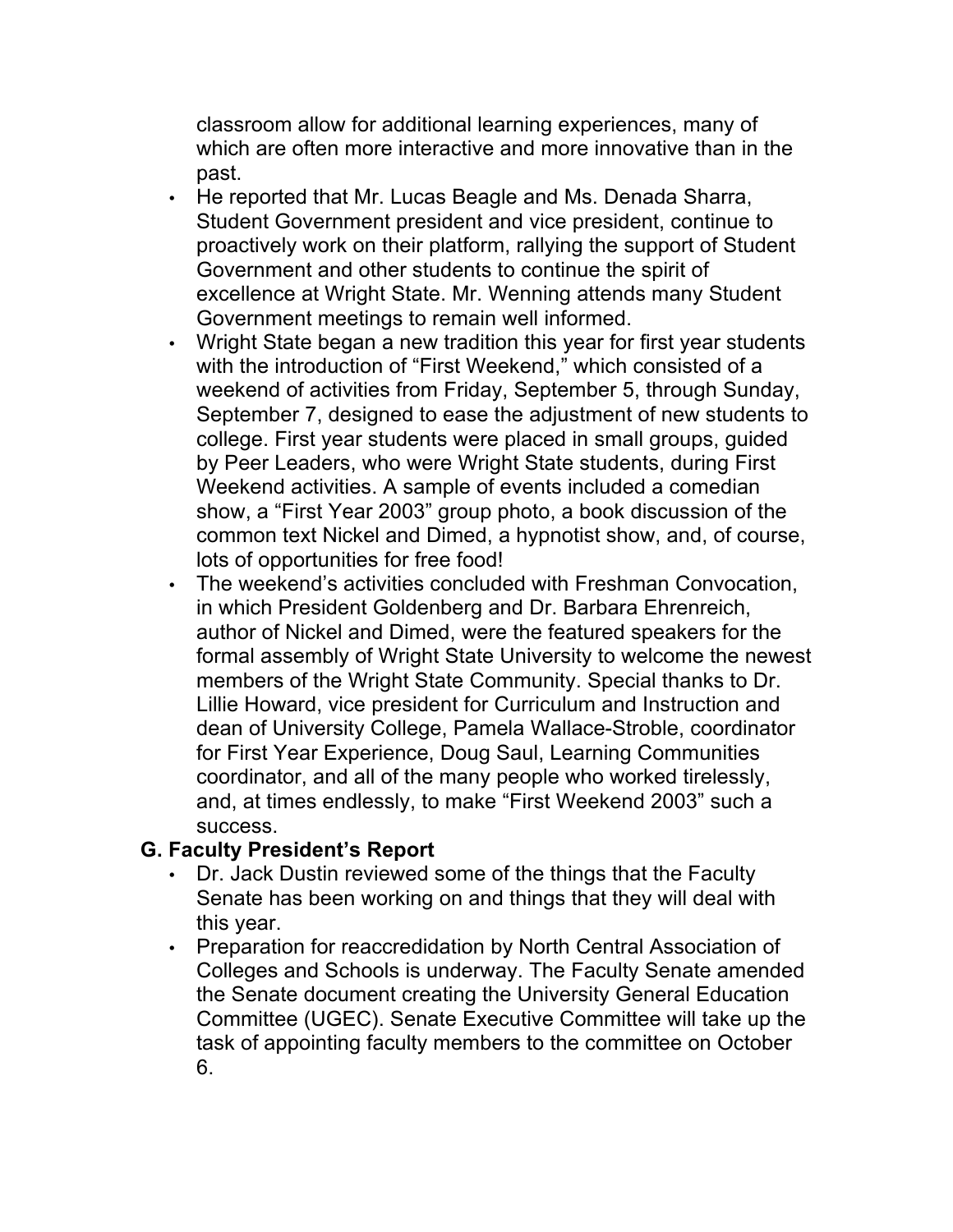classroom allow for additional learning experiences, many of which are often more interactive and more innovative than in the past.

- He reported that Mr. Lucas Beagle and Ms. Denada Sharra, Student Government president and vice president, continue to proactively work on their platform, rallying the support of Student Government and other students to continue the spirit of excellence at Wright State. Mr. Wenning attends many Student Government meetings to remain well informed.
- Wright State began a new tradition this year for first year students with the introduction of "First Weekend," which consisted of a weekend of activities from Friday, September 5, through Sunday, September 7, designed to ease the adjustment of new students to college. First year students were placed in small groups, guided by Peer Leaders, who were Wright State students, during First Weekend activities. A sample of events included a comedian show, a "First Year 2003" group photo, a book discussion of the common text Nickel and Dimed, a hypnotist show, and, of course, lots of opportunities for free food!
- The weekend's activities concluded with Freshman Convocation, in which President Goldenberg and Dr. Barbara Ehrenreich, author of Nickel and Dimed, were the featured speakers for the formal assembly of Wright State University to welcome the newest members of the Wright State Community. Special thanks to Dr. Lillie Howard, vice president for Curriculum and Instruction and dean of University College, Pamela Wallace-Stroble, coordinator for First Year Experience, Doug Saul, Learning Communities coordinator, and all of the many people who worked tirelessly, and, at times endlessly, to make "First Weekend 2003" such a success.

**G. Faculty President's Report**

- Dr. Jack Dustin reviewed some of the things that the Faculty Senate has been working on and things that they will deal with this year.
- Preparation for reaccredidation by North Central Association of Colleges and Schools is underway. The Faculty Senate amended the Senate document creating the University General Education Committee (UGEC). Senate Executive Committee will take up the task of appointing faculty members to the committee on October 6.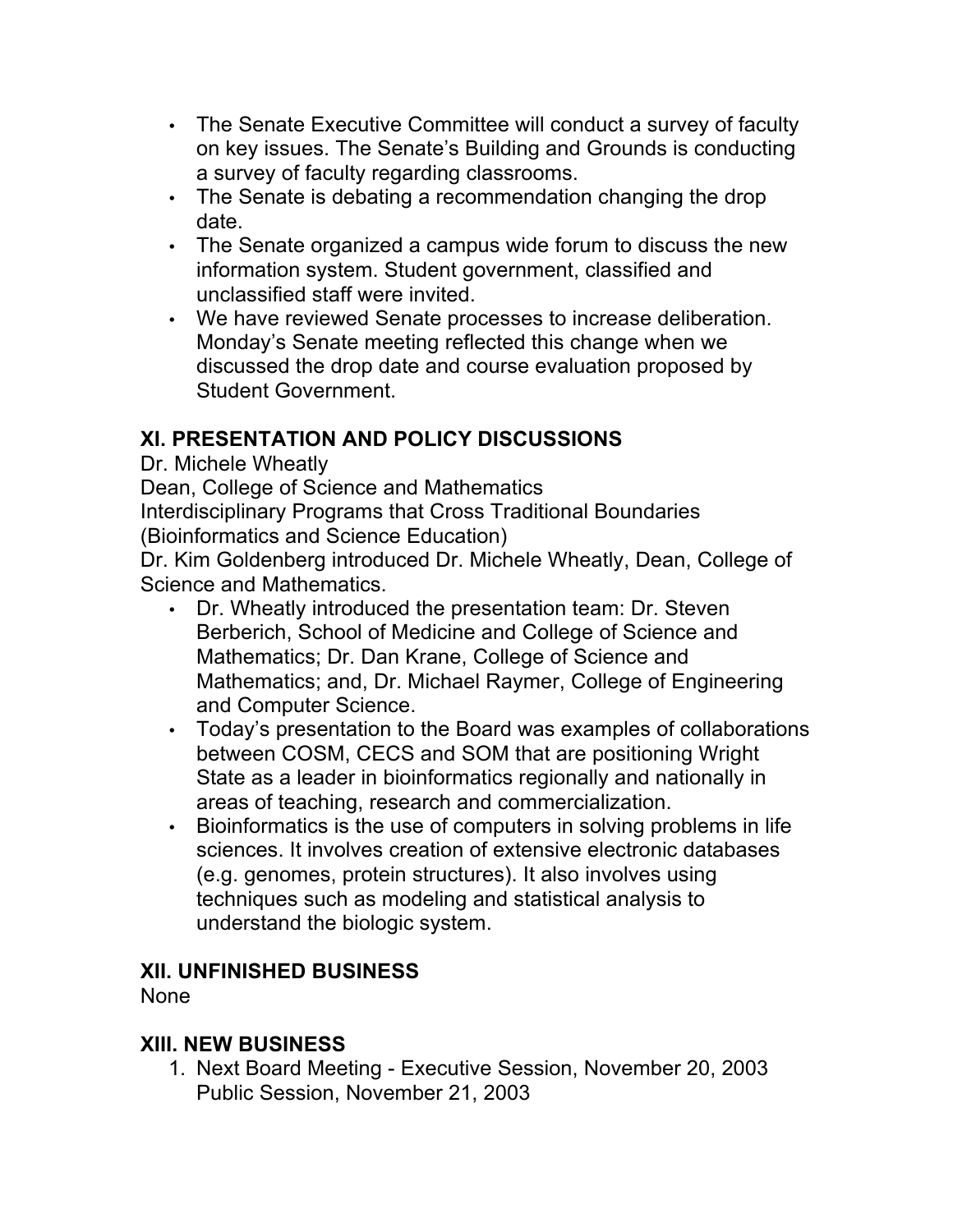- The Senate Executive Committee will conduct a survey of faculty on key issues. The Senate's Building and Grounds is conducting a survey of faculty regarding classrooms.
- The Senate is debating a recommendation changing the drop date.
- The Senate organized a campus wide forum to discuss the new information system. Student government, classified and unclassified staff were invited.
- We have reviewed Senate processes to increase deliberation. Monday's Senate meeting reflected this change when we discussed the drop date and course evaluation proposed by Student Government.

## XI. PRESENTATION AND POLICY DISCUSSIONS

Dr. Michele Wheatly
Dean, College of Science and Mathematics
Interdisciplinary Programs that Cross Traditional Boundaries (Bioinformatics and Science Education)
Dr. Kim Goldenberg introduced Dr. Michele Wheatly, Dean, College of Science and Mathematics.

- Dr. Wheatly introduced the presentation team: Dr. Steven Berberich, School of Medicine and College of Science and Mathematics; Dr. Dan Krane, College of Science and Mathematics; and, Dr. Michael Raymer, College of Engineering and Computer Science.
- Today's presentation to the Board was examples of collaborations between COSM, CECS and SOM that are positioning Wright State as a leader in bioinformatics regionally and nationally in areas of teaching, research and commercialization.
- Bioinformatics is the use of computers in solving problems in life sciences. It involves creation of extensive electronic databases (e.g. genomes, protein structures). It also involves using techniques such as modeling and statistical analysis to understand the biologic system.

## XII. UNFINISHED BUSINESS

None

## XIII. NEW BUSINESS

1. Next Board Meeting - Executive Session, November 20, 2003
   Public Session, November 21, 2003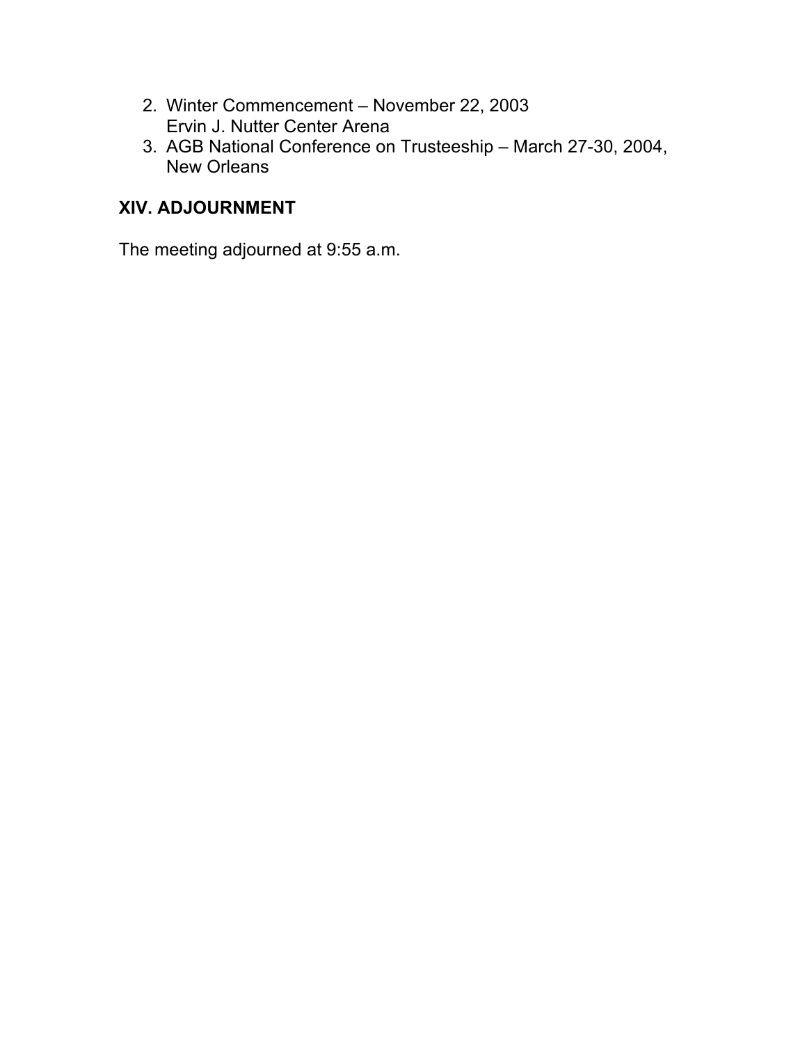2. Winter Commencement – November 22, 2003
   Ervin J. Nutter Center Arena
3. AGB National Conference on Trusteeship – March 27-30, 2004, New Orleans

## XIV. ADJOURNMENT

The meeting adjourned at 9:55 a.m.